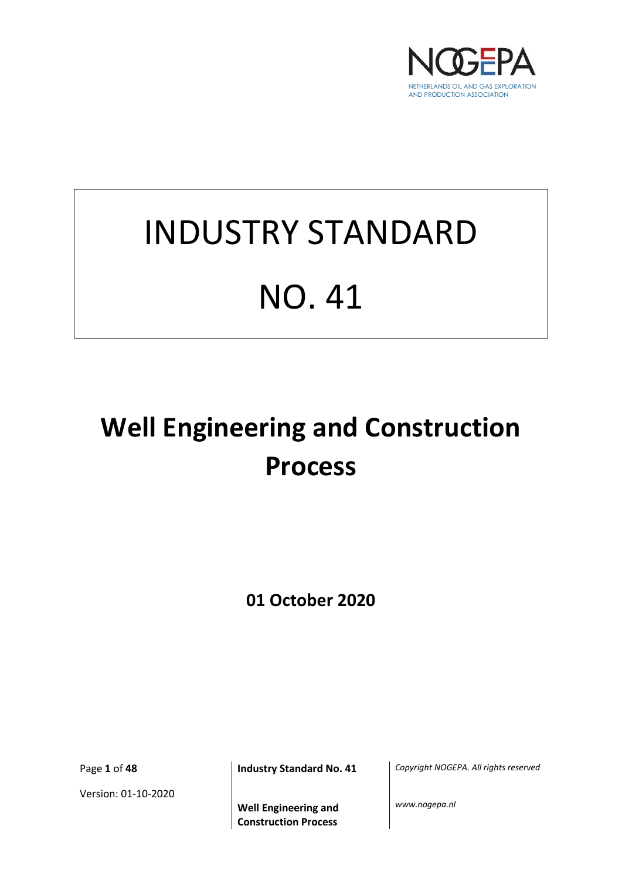NOGEPA

NETHERLANDS OIL AND GAS EXPLORATION AND PRODUCTION ASSOCIATION

# INDUSTRY STANDARD

# NO. 41

# Well Engineering and Construction Process

**01 October 2020**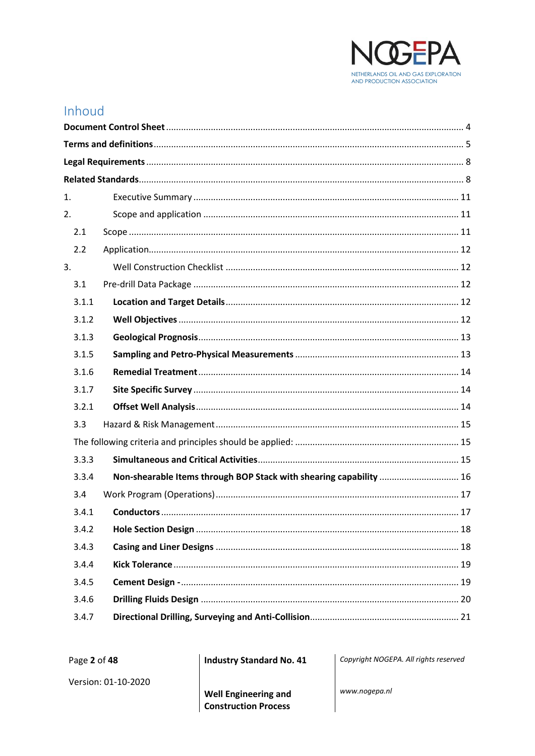# Inhoud

**Document Control Sheet** ... 4

**Terms and definitions** ... 5

**Legal Requirements** ... 8

**Related Standards** ... 8

1. Executive Summary ... 11

2. Scope and application ... 11

 2.1 Scope ... 11

 2.2 Application ... 12

3. Well Construction Checklist ... 12

 3.1 Pre-drill Data Package ... 12

 3.1.1 **Location and Target Details** ... 12

 3.1.2 **Well Objectives** ... 12

 3.1.3 **Geological Prognosis** ... 13

 3.1.5 **Sampling and Petro-Physical Measurements** ... 13

 3.1.6 **Remedial Treatment** ... 14

 3.1.7 **Site Specific Survey** ... 14

 3.2.1 **Offset Well Analysis** ... 14

 3.3 Hazard & Risk Management ... 15

 The following criteria and principles should be applied: ... 15

 3.3.3 **Simultaneous and Critical Activities** ... 15

 3.3.4 **Non-shearable Items through BOP Stack with shearing capability** ... 16

 3.4 Work Program (Operations) ... 17

 3.4.1 **Conductors** ... 17

 3.4.2 **Hole Section Design** ... 18

 3.4.3 **Casing and Liner Designs** ... 18

 3.4.4 **Kick Tolerance** ... 19

 3.4.5 **Cement Design -** ... 19

 3.4.6 **Drilling Fluids Design** ... 20

 3.4.7 **Directional Drilling, Surveying and Anti-Collision** ... 21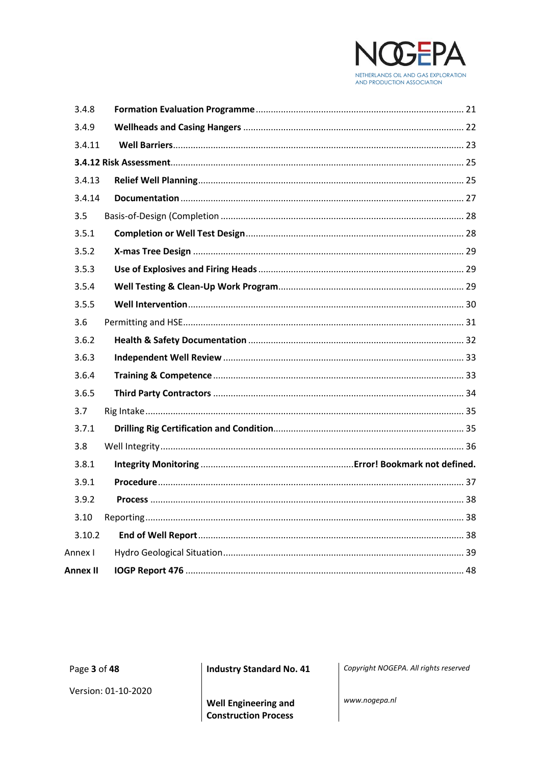| | | |
|---|---|---|
| 3.4.8 | **Formation Evaluation Programme** | 21 |
| 3.4.9 | **Wellheads and Casing Hangers** | 22 |
| 3.4.11 | **Well Barriers** | 23 |
| **3.4.12 Risk Assessment** | | 25 |
| 3.4.13 | **Relief Well Planning** | 25 |
| 3.4.14 | **Documentation** | 27 |
| 3.5 | Basis-of-Design (Completion | 28 |
| 3.5.1 | **Completion or Well Test Design** | 28 |
| 3.5.2 | **X-mas Tree Design** | 29 |
| 3.5.3 | **Use of Explosives and Firing Heads** | 29 |
| 3.5.4 | **Well Testing & Clean-Up Work Program** | 29 |
| 3.5.5 | **Well Intervention** | 30 |
| 3.6 | Permitting and HSE | 31 |
| 3.6.2 | **Health & Safety Documentation** | 32 |
| 3.6.3 | **Independent Well Review** | 33 |
| 3.6.4 | **Training & Competence** | 33 |
| 3.6.5 | **Third Party Contractors** | 34 |
| 3.7 | Rig Intake | 35 |
| 3.7.1 | **Drilling Rig Certification and Condition** | 35 |
| 3.8 | Well Integrity | 36 |
| 3.8.1 | **Integrity Monitoring** | **Error! Bookmark not defined.** |
| 3.9.1 | **Procedure** | 37 |
| 3.9.2 | **Process** | 38 |
| 3.10 | Reporting | 38 |
| 3.10.2 | **End of Well Report** | 38 |
| Annex I | Hydro Geological Situation | 39 |
| **Annex II** | **IOGP Report 476** | 48 |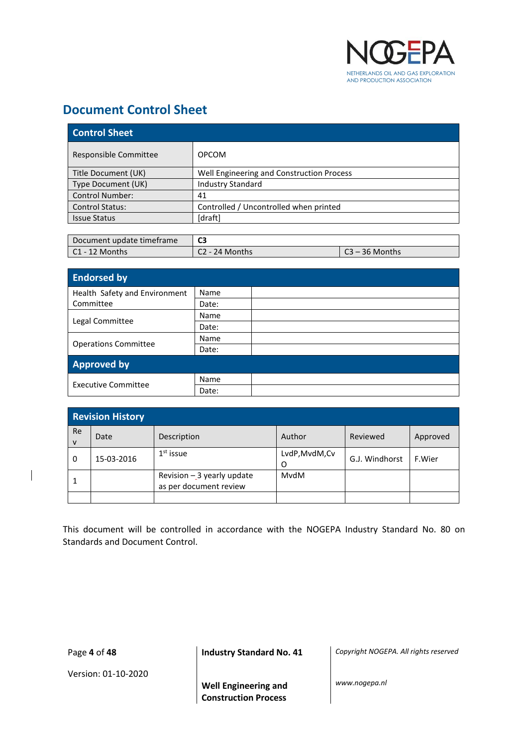## Document Control Sheet

| Control Sheet | |
|---|---|
| Responsible Committee | OPCOM |
| Title Document (UK) | Well Engineering and Construction Process |
| Type Document (UK) | Industry Standard |
| Control Number: | 41 |
| Control Status: | Controlled / Uncontrolled when printed |
| Issue Status | [draft] |

| Document update timeframe | **C3** | |
|---|---|---|
| C1 - 12 Months | C2 - 24 Months | C3 – 36 Months |

| Endorsed by | | |
|---|---|---|
| Health Safety and Environment Committee | Name | |
| | Date: | |
| Legal Committee | Name | |
| | Date: | |
| Operations Committee | Name | |
| | Date: | |
| **Approved by** | | |
| Executive Committee | Name | |
| | Date: | |

| Revision History | | | | | |
|---|---|---|---|---|---|
| Rev | Date | Description | Author | Reviewed | Approved |
| 0 | 15-03-2016 | 1st issue | LvdP,MvdM,CvO | G.J. Windhorst | F.Wier |
| 1 | | Revision – 3 yearly update as per document review | MvdM | | |
| | | | | | |

This document will be controlled in accordance with the NOGEPA Industry Standard No. 80 on Standards and Document Control.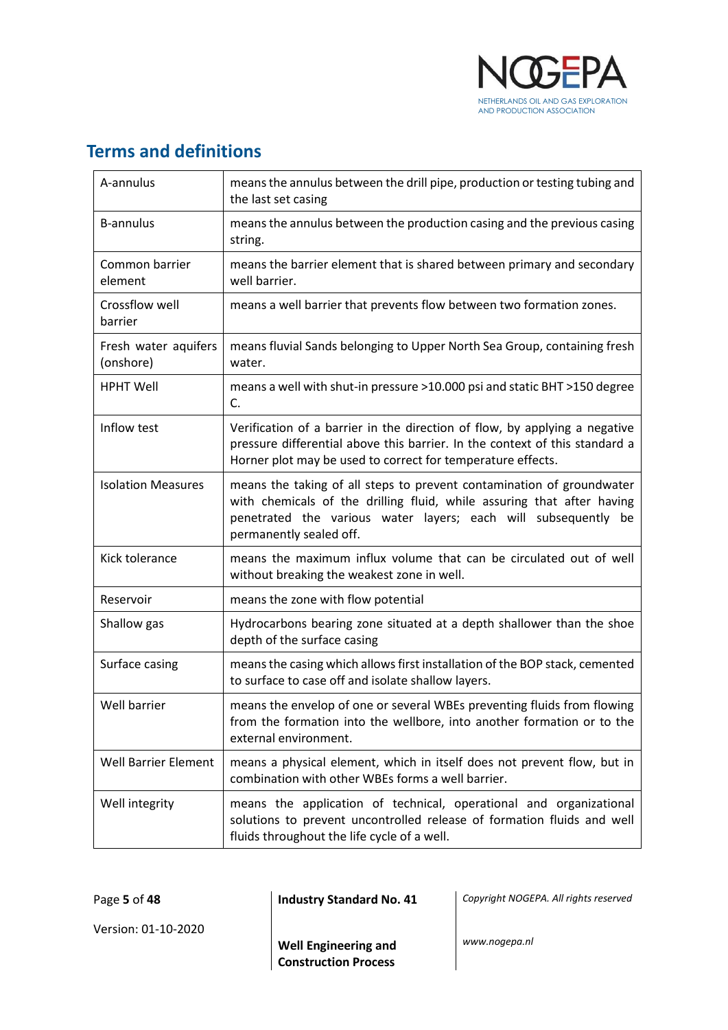## Terms and definitions

| Term | Definition |
|---|---|
| A-annulus | means the annulus between the drill pipe, production or testing tubing and the last set casing |
| B-annulus | means the annulus between the production casing and the previous casing string. |
| Common barrier element | means the barrier element that is shared between primary and secondary well barrier. |
| Crossflow well barrier | means a well barrier that prevents flow between two formation zones. |
| Fresh water aquifers (onshore) | means fluvial Sands belonging to Upper North Sea Group, containing fresh water. |
| HPHT Well | means a well with shut-in pressure >10.000 psi and static BHT >150 degree C. |
| Inflow test | Verification of a barrier in the direction of flow, by applying a negative pressure differential above this barrier. In the context of this standard a Horner plot may be used to correct for temperature effects. |
| Isolation Measures | means the taking of all steps to prevent contamination of groundwater with chemicals of the drilling fluid, while assuring that after having penetrated the various water layers; each will subsequently be permanently sealed off. |
| Kick tolerance | means the maximum influx volume that can be circulated out of well without breaking the weakest zone in well. |
| Reservoir | means the zone with flow potential |
| Shallow gas | Hydrocarbons bearing zone situated at a depth shallower than the shoe depth of the surface casing |
| Surface casing | means the casing which allows first installation of the BOP stack, cemented to surface to case off and isolate shallow layers. |
| Well barrier | means the envelop of one or several WBEs preventing fluids from flowing from the formation into the wellbore, into another formation or to the external environment. |
| Well Barrier Element | means a physical element, which in itself does not prevent flow, but in combination with other WBEs forms a well barrier. |
| Well integrity | means the application of technical, operational and organizational solutions to prevent uncontrolled release of formation fluids and well fluids throughout the life cycle of a well. |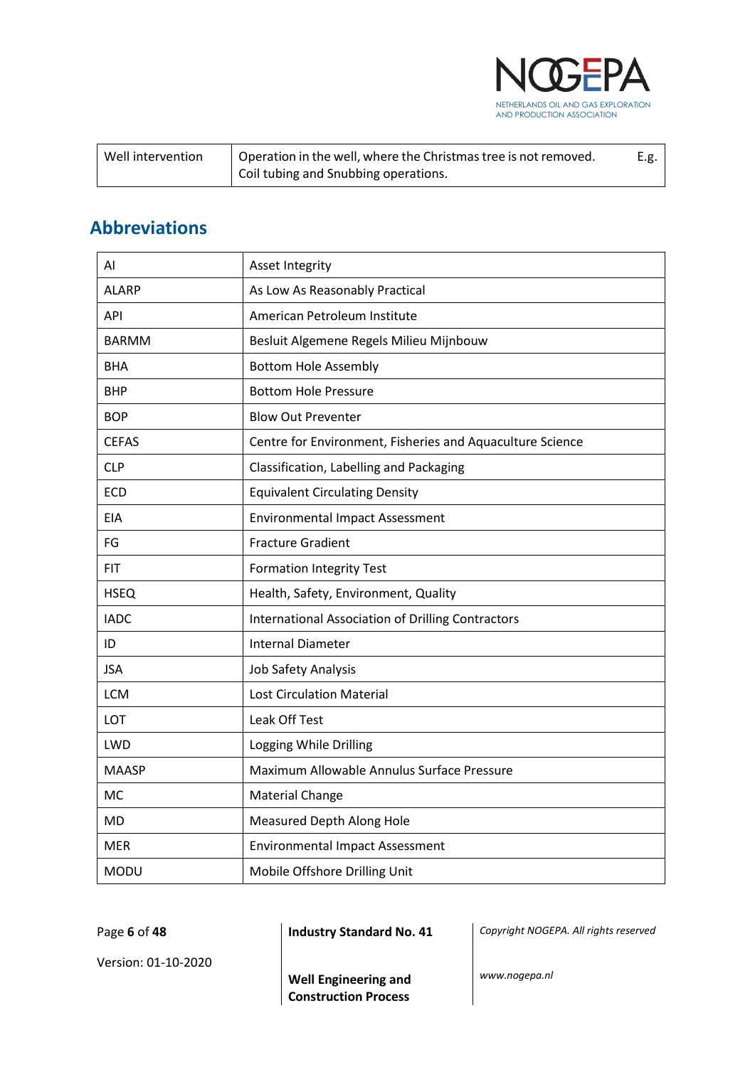| Well intervention | Operation in the well, where the Christmas tree is not removed. E.g. Coil tubing and Snubbing operations. |
|---|---|

## Abbreviations

| | |
|---|---|
| AI | Asset Integrity |
| ALARP | As Low As Reasonably Practical |
| API | American Petroleum Institute |
| BARMM | Besluit Algemene Regels Milieu Mijnbouw |
| BHA | Bottom Hole Assembly |
| BHP | Bottom Hole Pressure |
| BOP | Blow Out Preventer |
| CEFAS | Centre for Environment, Fisheries and Aquaculture Science |
| CLP | Classification, Labelling and Packaging |
| ECD | Equivalent Circulating Density |
| EIA | Environmental Impact Assessment |
| FG | Fracture Gradient |
| FIT | Formation Integrity Test |
| HSEQ | Health, Safety, Environment, Quality |
| IADC | International Association of Drilling Contractors |
| ID | Internal Diameter |
| JSA | Job Safety Analysis |
| LCM | Lost Circulation Material |
| LOT | Leak Off Test |
| LWD | Logging While Drilling |
| MAASP | Maximum Allowable Annulus Surface Pressure |
| MC | Material Change |
| MD | Measured Depth Along Hole |
| MER | Environmental Impact Assessment |
| MODU | Mobile Offshore Drilling Unit |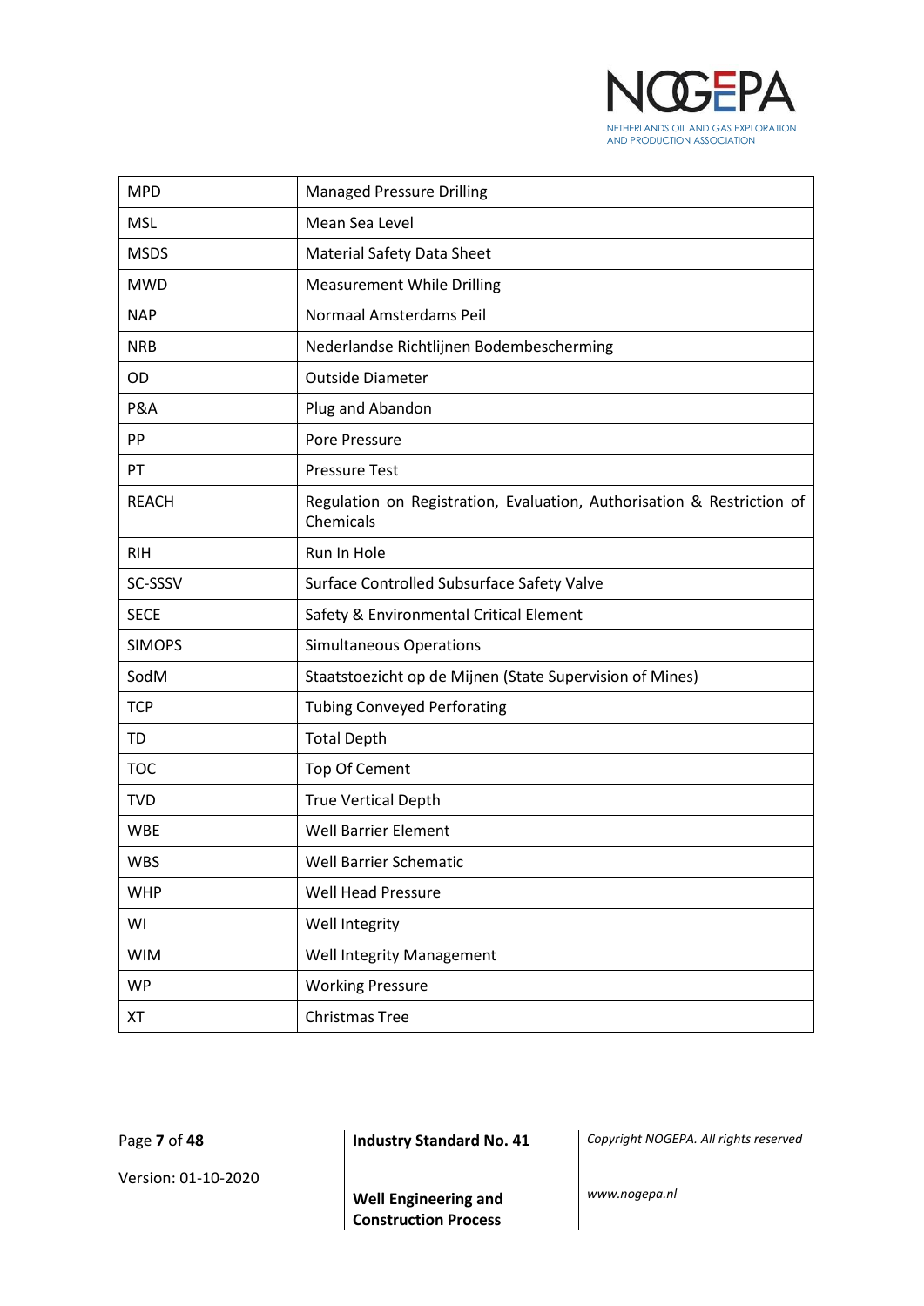| | |
|---|---|
| MPD | Managed Pressure Drilling |
| MSL | Mean Sea Level |
| MSDS | Material Safety Data Sheet |
| MWD | Measurement While Drilling |
| NAP | Normaal Amsterdams Peil |
| NRB | Nederlandse Richtlijnen Bodembescherming |
| OD | Outside Diameter |
| P&A | Plug and Abandon |
| PP | Pore Pressure |
| PT | Pressure Test |
| REACH | Regulation on Registration, Evaluation, Authorisation & Restriction of Chemicals |
| RIH | Run In Hole |
| SC-SSSV | Surface Controlled Subsurface Safety Valve |
| SECE | Safety & Environmental Critical Element |
| SIMOPS | Simultaneous Operations |
| SodM | Staatstoezicht op de Mijnen (State Supervision of Mines) |
| TCP | Tubing Conveyed Perforating |
| TD | Total Depth |
| TOC | Top Of Cement |
| TVD | True Vertical Depth |
| WBE | Well Barrier Element |
| WBS | Well Barrier Schematic |
| WHP | Well Head Pressure |
| WI | Well Integrity |
| WIM | Well Integrity Management |
| WP | Working Pressure |
| XT | Christmas Tree |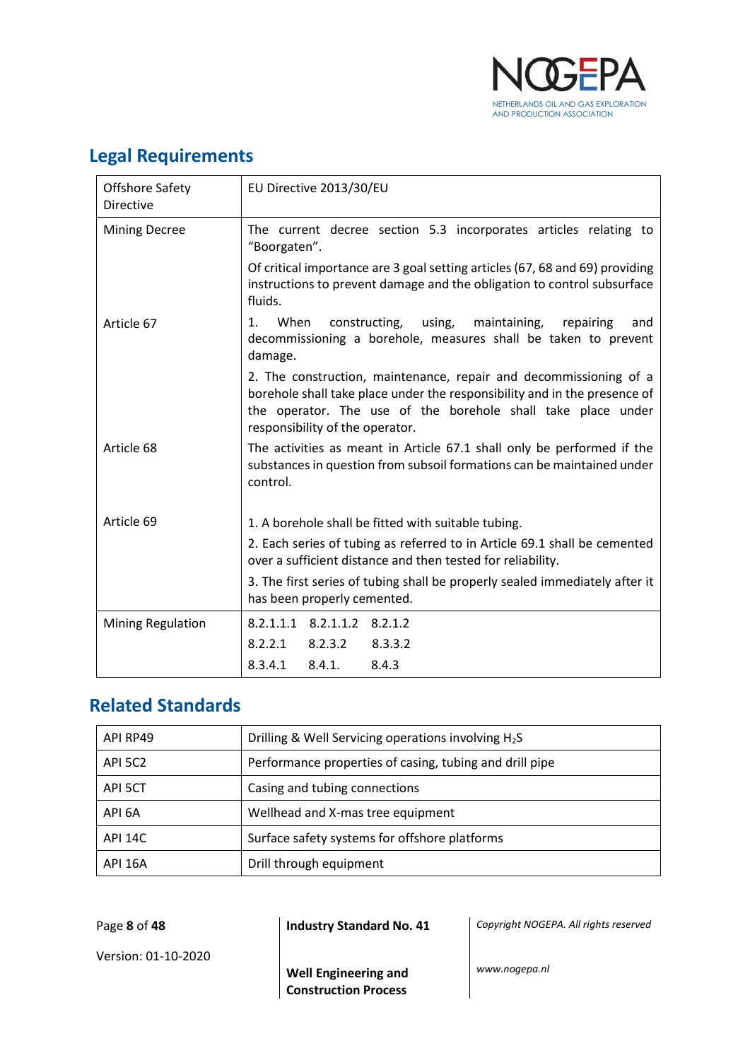## Legal Requirements

| Offshore Safety Directive | EU Directive 2013/30/EU |
|---|---|
| Mining Decree | The current decree section 5.3 incorporates articles relating to "Boorgaten".<br><br>Of critical importance are 3 goal setting articles (67, 68 and 69) providing instructions to prevent damage and the obligation to control subsurface fluids. |
| Article 67 | 1. When constructing, using, maintaining, repairing and decommissioning a borehole, measures shall be taken to prevent damage.<br><br>2. The construction, maintenance, repair and decommissioning of a borehole shall take place under the responsibility and in the presence of the operator. The use of the borehole shall take place under responsibility of the operator. |
| Article 68 | The activities as meant in Article 67.1 shall only be performed if the substances in question from subsoil formations can be maintained under control. |
| Article 69 | 1. A borehole shall be fitted with suitable tubing.<br><br>2. Each series of tubing as referred to in Article 69.1 shall be cemented over a sufficient distance and then tested for reliability.<br><br>3. The first series of tubing shall be properly sealed immediately after it has been properly cemented. |
| Mining Regulation | 8.2.1.1.1 8.2.1.1.2 8.2.1.2<br>8.2.2.1 8.2.3.2 8.3.3.2<br>8.3.4.1 8.4.1. 8.4.3 |

## Related Standards

| API RP49 | Drilling & Well Servicing operations involving $H_2S$ |
|---|---|
| API 5C2 | Performance properties of casing, tubing and drill pipe |
| API 5CT | Casing and tubing connections |
| API 6A | Wellhead and X-mas tree equipment |
| API 14C | Surface safety systems for offshore platforms |
| API 16A | Drill through equipment |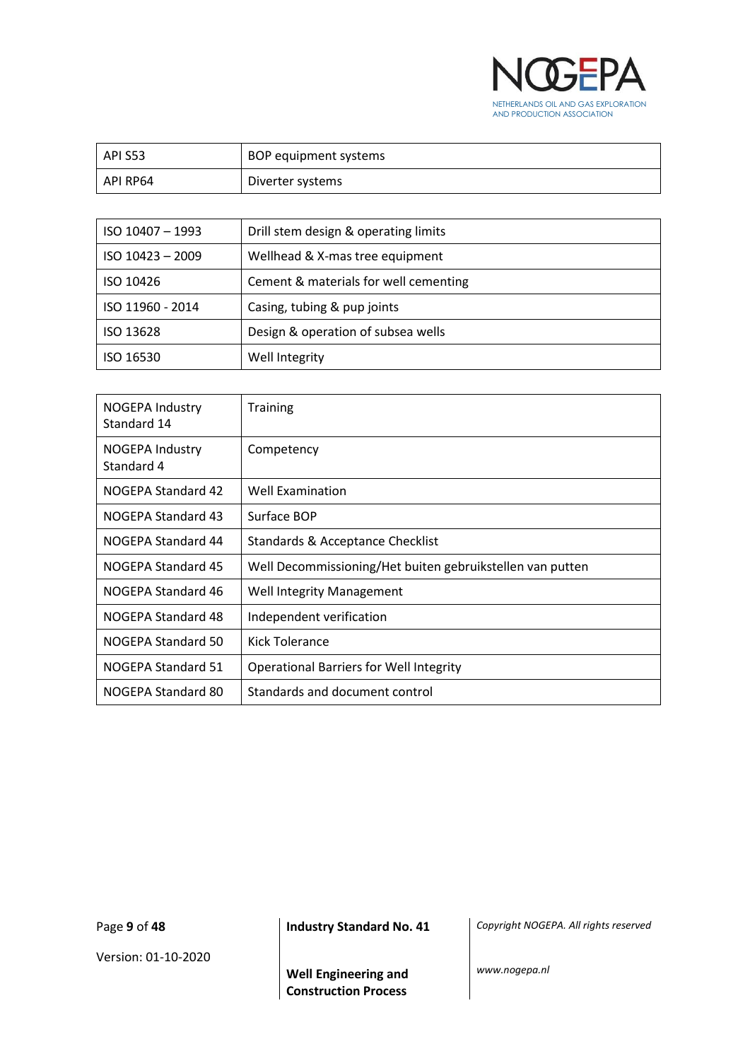| API S53 | BOP equipment systems |
|---|---|
| API RP64 | Diverter systems |

| ISO 10407 – 1993 | Drill stem design & operating limits |
|---|---|
| ISO 10423 – 2009 | Wellhead & X-mas tree equipment |
| ISO 10426 | Cement & materials for well cementing |
| ISO 11960 - 2014 | Casing, tubing & pup joints |
| ISO 13628 | Design & operation of subsea wells |
| ISO 16530 | Well Integrity |

| NOGEPA Industry Standard 14 | Training |
|---|---|
| NOGEPA Industry Standard 4 | Competency |
| NOGEPA Standard 42 | Well Examination |
| NOGEPA Standard 43 | Surface BOP |
| NOGEPA Standard 44 | Standards & Acceptance Checklist |
| NOGEPA Standard 45 | Well Decommissioning/Het buiten gebruikstellen van putten |
| NOGEPA Standard 46 | Well Integrity Management |
| NOGEPA Standard 48 | Independent verification |
| NOGEPA Standard 50 | Kick Tolerance |
| NOGEPA Standard 51 | Operational Barriers for Well Integrity |
| NOGEPA Standard 80 | Standards and document control |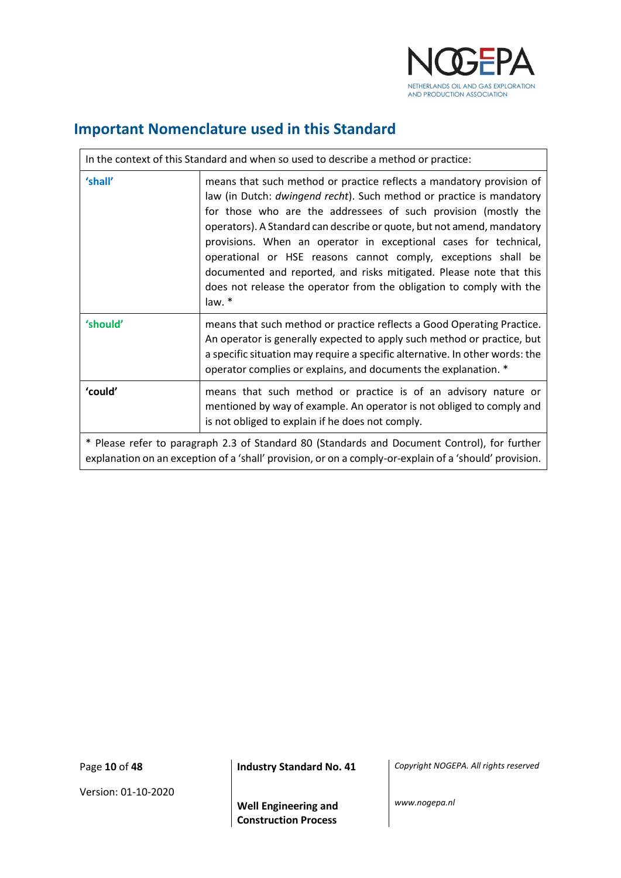## Important Nomenclature used in this Standard

| In the context of this Standard and when so used to describe a method or practice: | |
|---|---|
| **'shall'** | means that such method or practice reflects a mandatory provision of law (in Dutch: *dwingend recht*). Such method or practice is mandatory for those who are the addressees of such provision (mostly the operators). A Standard can describe or quote, but not amend, mandatory provisions. When an operator in exceptional cases for technical, operational or HSE reasons cannot comply, exceptions shall be documented and reported, and risks mitigated. Please note that this does not release the operator from the obligation to comply with the law. * |
| **'should'** | means that such method or practice reflects a Good Operating Practice. An operator is generally expected to apply such method or practice, but a specific situation may require a specific alternative. In other words: the operator complies or explains, and documents the explanation. * |
| **'could'** | means that such method or practice is of an advisory nature or mentioned by way of example. An operator is not obliged to comply and is not obliged to explain if he does not comply. |
| * Please refer to paragraph 2.3 of Standard 80 (Standards and Document Control), for further explanation on an exception of a 'shall' provision, or on a comply-or-explain of a 'should' provision. | |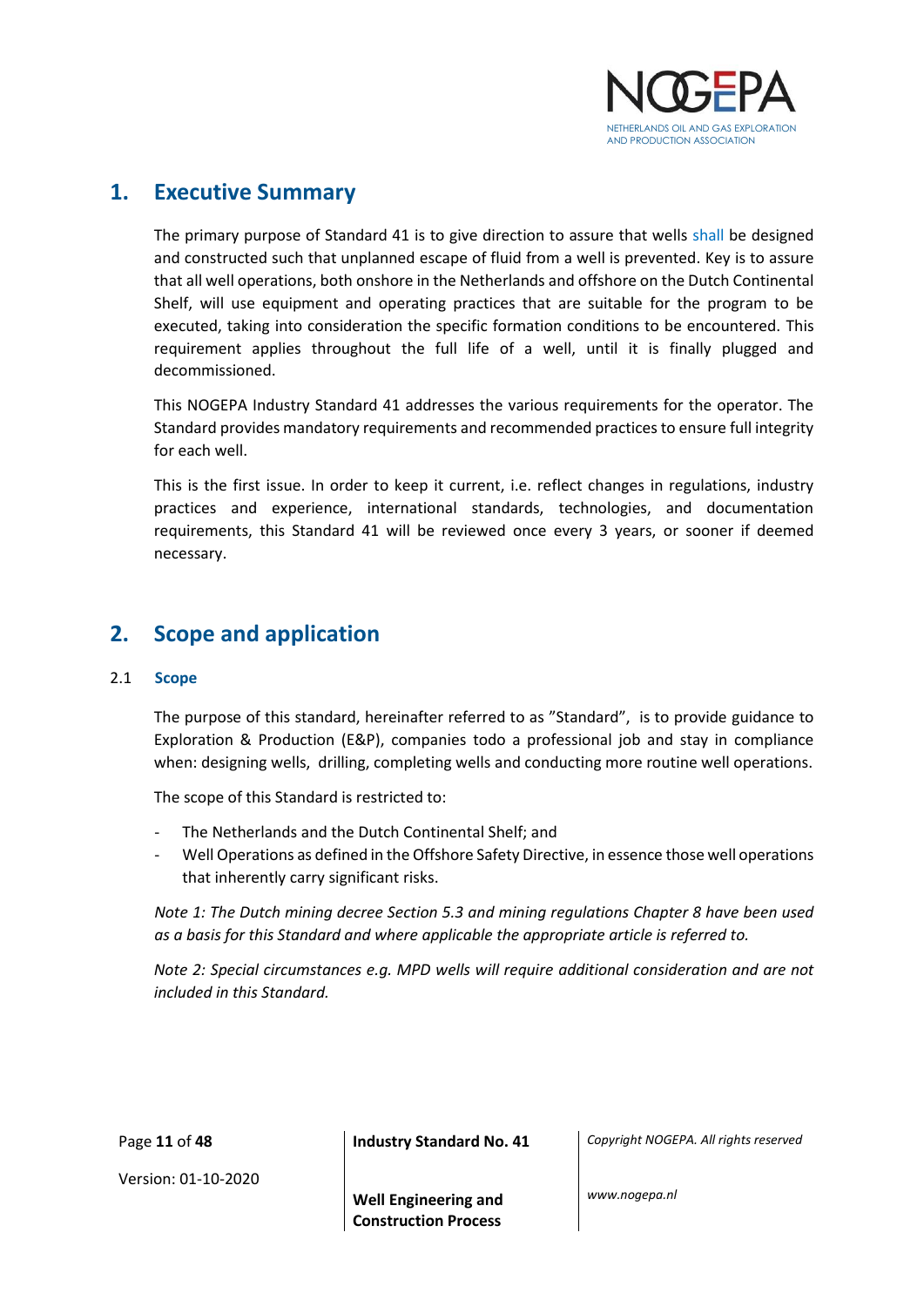# 1. Executive Summary

The primary purpose of Standard 41 is to give direction to assure that wells shall be designed and constructed such that unplanned escape of fluid from a well is prevented. Key is to assure that all well operations, both onshore in the Netherlands and offshore on the Dutch Continental Shelf, will use equipment and operating practices that are suitable for the program to be executed, taking into consideration the specific formation conditions to be encountered. This requirement applies throughout the full life of a well, until it is finally plugged and decommissioned.

This NOGEPA Industry Standard 41 addresses the various requirements for the operator. The Standard provides mandatory requirements and recommended practices to ensure full integrity for each well.

This is the first issue. In order to keep it current, i.e. reflect changes in regulations, industry practices and experience, international standards, technologies, and documentation requirements, this Standard 41 will be reviewed once every 3 years, or sooner if deemed necessary.

# 2. Scope and application

## 2.1 Scope

The purpose of this standard, hereinafter referred to as ”Standard”, is to provide guidance to Exploration & Production (E&P), companies todo a professional job and stay in compliance when: designing wells, drilling, completing wells and conducting more routine well operations.

The scope of this Standard is restricted to:

- The Netherlands and the Dutch Continental Shelf; and
- Well Operations as defined in the Offshore Safety Directive, in essence those well operations that inherently carry significant risks.

*Note 1: The Dutch mining decree Section 5.3 and mining regulations Chapter 8 have been used as a basis for this Standard and where applicable the appropriate article is referred to.*

*Note 2: Special circumstances e.g. MPD wells will require additional consideration and are not included in this Standard.*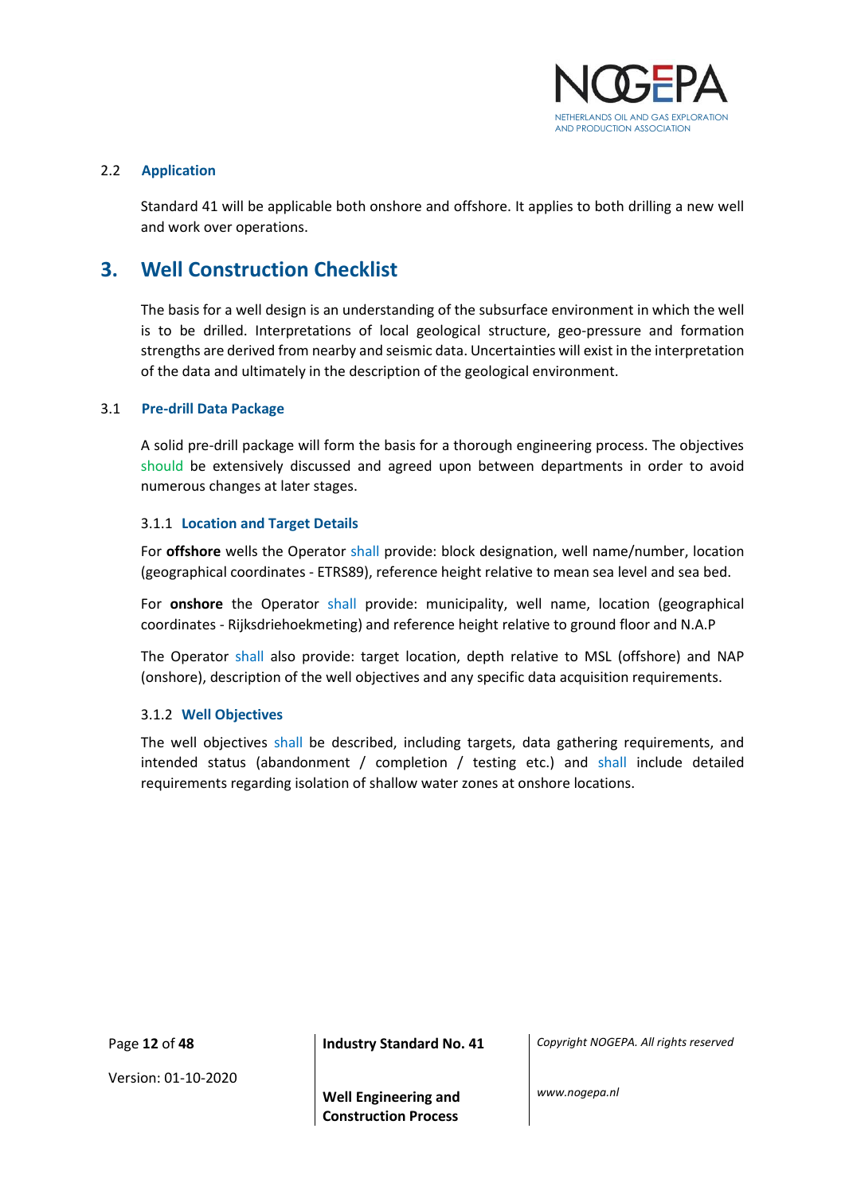### 2.2 Application

Standard 41 will be applicable both onshore and offshore. It applies to both drilling a new well and work over operations.

## 3. Well Construction Checklist

The basis for a well design is an understanding of the subsurface environment in which the well is to be drilled. Interpretations of local geological structure, geo-pressure and formation strengths are derived from nearby and seismic data. Uncertainties will exist in the interpretation of the data and ultimately in the description of the geological environment.

### 3.1 Pre-drill Data Package

A solid pre-drill package will form the basis for a thorough engineering process. The objectives should be extensively discussed and agreed upon between departments in order to avoid numerous changes at later stages.

#### 3.1.1 Location and Target Details

For **offshore** wells the Operator shall provide: block designation, well name/number, location (geographical coordinates - ETRS89), reference height relative to mean sea level and sea bed.

For **onshore** the Operator shall provide: municipality, well name, location (geographical coordinates - Rijksdriehoekmeting) and reference height relative to ground floor and N.A.P

The Operator shall also provide: target location, depth relative to MSL (offshore) and NAP (onshore), description of the well objectives and any specific data acquisition requirements.

#### 3.1.2 Well Objectives

The well objectives shall be described, including targets, data gathering requirements, and intended status (abandonment / completion / testing etc.) and shall include detailed requirements regarding isolation of shallow water zones at onshore locations.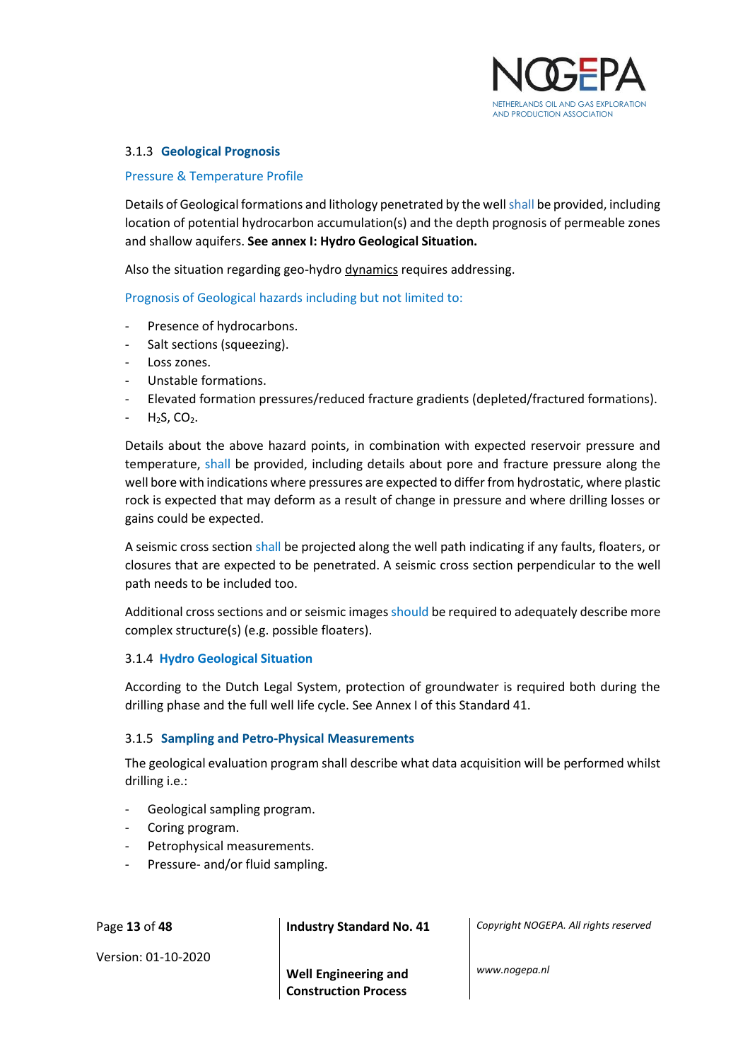### 3.1.3 Geological Prognosis

Pressure & Temperature Profile

Details of Geological formations and lithology penetrated by the well shall be provided, including location of potential hydrocarbon accumulation(s) and the depth prognosis of permeable zones and shallow aquifers. **See annex I: Hydro Geological Situation.**

Also the situation regarding geo-hydro dynamics requires addressing.

Prognosis of Geological hazards including but not limited to:

- Presence of hydrocarbons.
- Salt sections (squeezing).
- Loss zones.
- Unstable formations.
- Elevated formation pressures/reduced fracture gradients (depleted/fractured formations).
- $H_2S$, $CO_2$.

Details about the above hazard points, in combination with expected reservoir pressure and temperature, shall be provided, including details about pore and fracture pressure along the well bore with indications where pressures are expected to differ from hydrostatic, where plastic rock is expected that may deform as a result of change in pressure and where drilling losses or gains could be expected.

A seismic cross section shall be projected along the well path indicating if any faults, floaters, or closures that are expected to be penetrated. A seismic cross section perpendicular to the well path needs to be included too.

Additional cross sections and or seismic images should be required to adequately describe more complex structure(s) (e.g. possible floaters).

### 3.1.4 Hydro Geological Situation

According to the Dutch Legal System, protection of groundwater is required both during the drilling phase and the full well life cycle. See Annex I of this Standard 41.

### 3.1.5 Sampling and Petro-Physical Measurements

The geological evaluation program shall describe what data acquisition will be performed whilst drilling i.e.:

- Geological sampling program.
- Coring program.
- Petrophysical measurements.
- Pressure- and/or fluid sampling.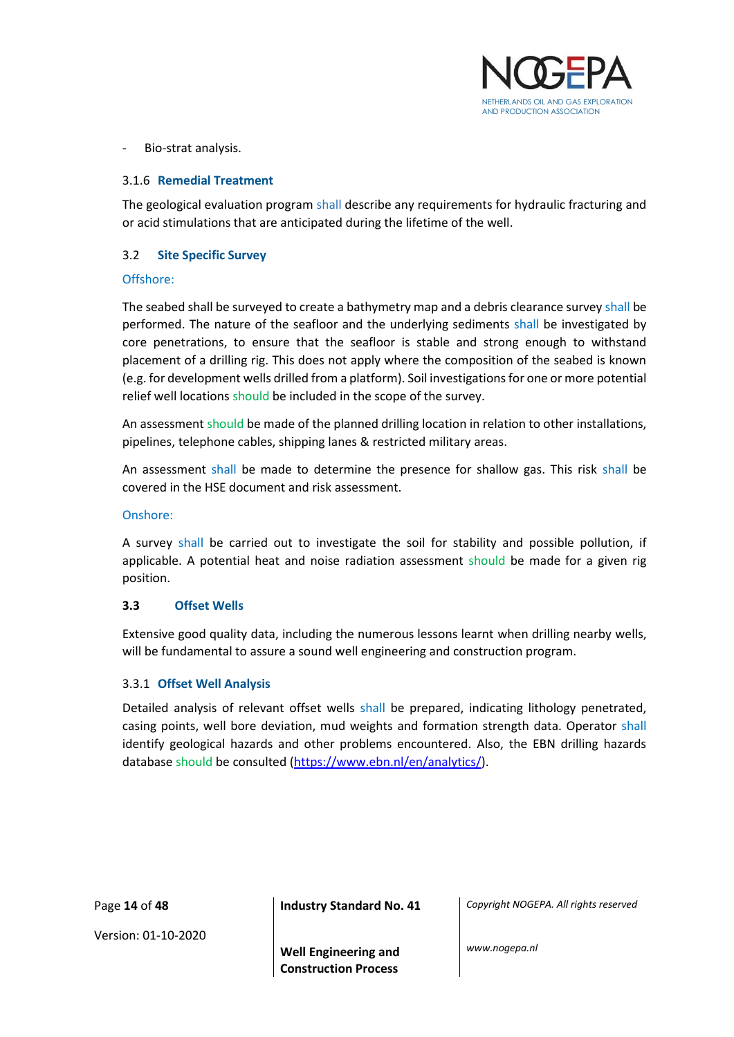- Bio-strat analysis.

### 3.1.6 Remedial Treatment

The geological evaluation program shall describe any requirements for hydraulic fracturing and or acid stimulations that are anticipated during the lifetime of the well.

## 3.2 Site Specific Survey

Offshore:

The seabed shall be surveyed to create a bathymetry map and a debris clearance survey shall be performed. The nature of the seafloor and the underlying sediments shall be investigated by core penetrations, to ensure that the seafloor is stable and strong enough to withstand placement of a drilling rig. This does not apply where the composition of the seabed is known (e.g. for development wells drilled from a platform). Soil investigations for one or more potential relief well locations should be included in the scope of the survey.

An assessment should be made of the planned drilling location in relation to other installations, pipelines, telephone cables, shipping lanes & restricted military areas.

An assessment shall be made to determine the presence for shallow gas. This risk shall be covered in the HSE document and risk assessment.

Onshore:

A survey shall be carried out to investigate the soil for stability and possible pollution, if applicable. A potential heat and noise radiation assessment should be made for a given rig position.

## 3.3 Offset Wells

Extensive good quality data, including the numerous lessons learnt when drilling nearby wells, will be fundamental to assure a sound well engineering and construction program.

### 3.3.1 Offset Well Analysis

Detailed analysis of relevant offset wells shall be prepared, indicating lithology penetrated, casing points, well bore deviation, mud weights and formation strength data. Operator shall identify geological hazards and other problems encountered. Also, the EBN drilling hazards database should be consulted (https://www.ebn.nl/en/analytics/).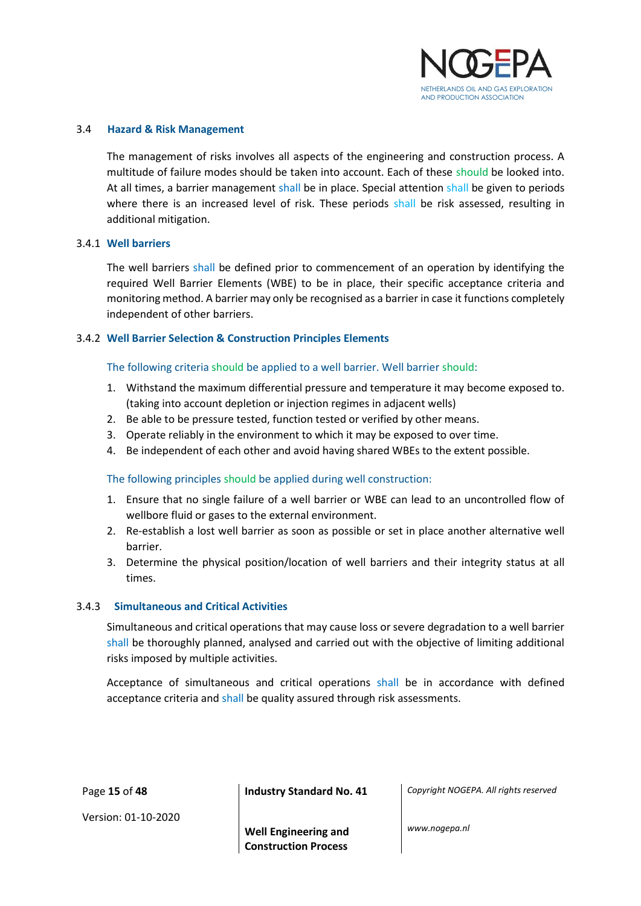### 3.4 Hazard & Risk Management

The management of risks involves all aspects of the engineering and construction process. A multitude of failure modes should be taken into account. Each of these should be looked into. At all times, a barrier management shall be in place. Special attention shall be given to periods where there is an increased level of risk. These periods shall be risk assessed, resulting in additional mitigation.

#### 3.4.1 Well barriers

The well barriers shall be defined prior to commencement of an operation by identifying the required Well Barrier Elements (WBE) to be in place, their specific acceptance criteria and monitoring method. A barrier may only be recognised as a barrier in case it functions completely independent of other barriers.

#### 3.4.2 Well Barrier Selection & Construction Principles Elements

The following criteria should be applied to a well barrier. Well barrier should:

1. Withstand the maximum differential pressure and temperature it may become exposed to. (taking into account depletion or injection regimes in adjacent wells)
2. Be able to be pressure tested, function tested or verified by other means.
3. Operate reliably in the environment to which it may be exposed to over time.
4. Be independent of each other and avoid having shared WBEs to the extent possible.

The following principles should be applied during well construction:

1. Ensure that no single failure of a well barrier or WBE can lead to an uncontrolled flow of wellbore fluid or gases to the external environment.
2. Re-establish a lost well barrier as soon as possible or set in place another alternative well barrier.
3. Determine the physical position/location of well barriers and their integrity status at all times.

#### 3.4.3 Simultaneous and Critical Activities

Simultaneous and critical operations that may cause loss or severe degradation to a well barrier shall be thoroughly planned, analysed and carried out with the objective of limiting additional risks imposed by multiple activities.

Acceptance of simultaneous and critical operations shall be in accordance with defined acceptance criteria and shall be quality assured through risk assessments.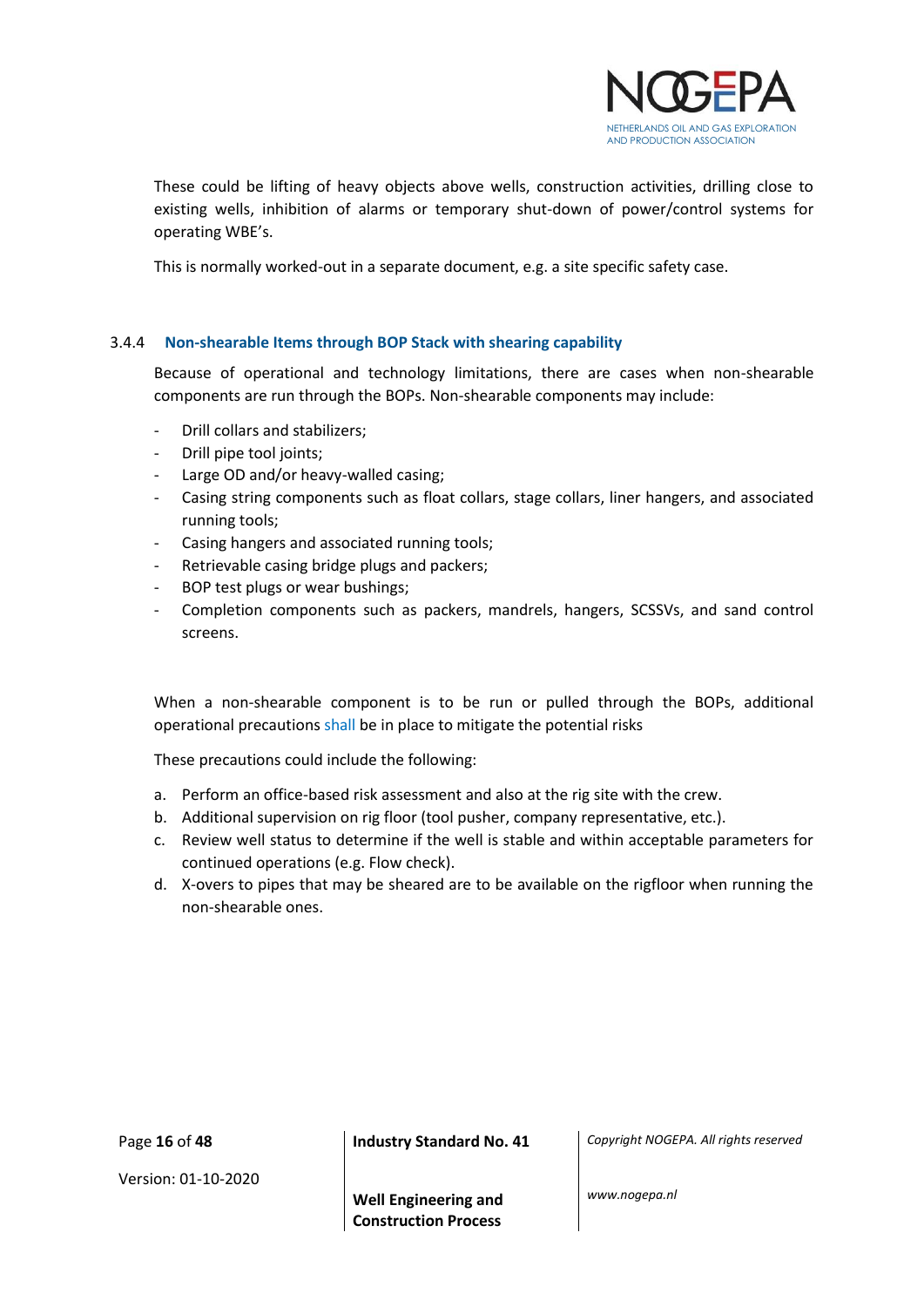These could be lifting of heavy objects above wells, construction activities, drilling close to existing wells, inhibition of alarms or temporary shut-down of power/control systems for operating WBE's.

This is normally worked-out in a separate document, e.g. a site specific safety case.

### 3.4.4 Non-shearable Items through BOP Stack with shearing capability

Because of operational and technology limitations, there are cases when non-shearable components are run through the BOPs. Non-shearable components may include:

- Drill collars and stabilizers;
- Drill pipe tool joints;
- Large OD and/or heavy-walled casing;
- Casing string components such as float collars, stage collars, liner hangers, and associated running tools;
- Casing hangers and associated running tools;
- Retrievable casing bridge plugs and packers;
- BOP test plugs or wear bushings;
- Completion components such as packers, mandrels, hangers, SCSSVs, and sand control screens.

When a non-shearable component is to be run or pulled through the BOPs, additional operational precautions shall be in place to mitigate the potential risks

These precautions could include the following:

a. Perform an office-based risk assessment and also at the rig site with the crew.
b. Additional supervision on rig floor (tool pusher, company representative, etc.).
c. Review well status to determine if the well is stable and within acceptable parameters for continued operations (e.g. Flow check).
d. X-overs to pipes that may be sheared are to be available on the rigfloor when running the non-shearable ones.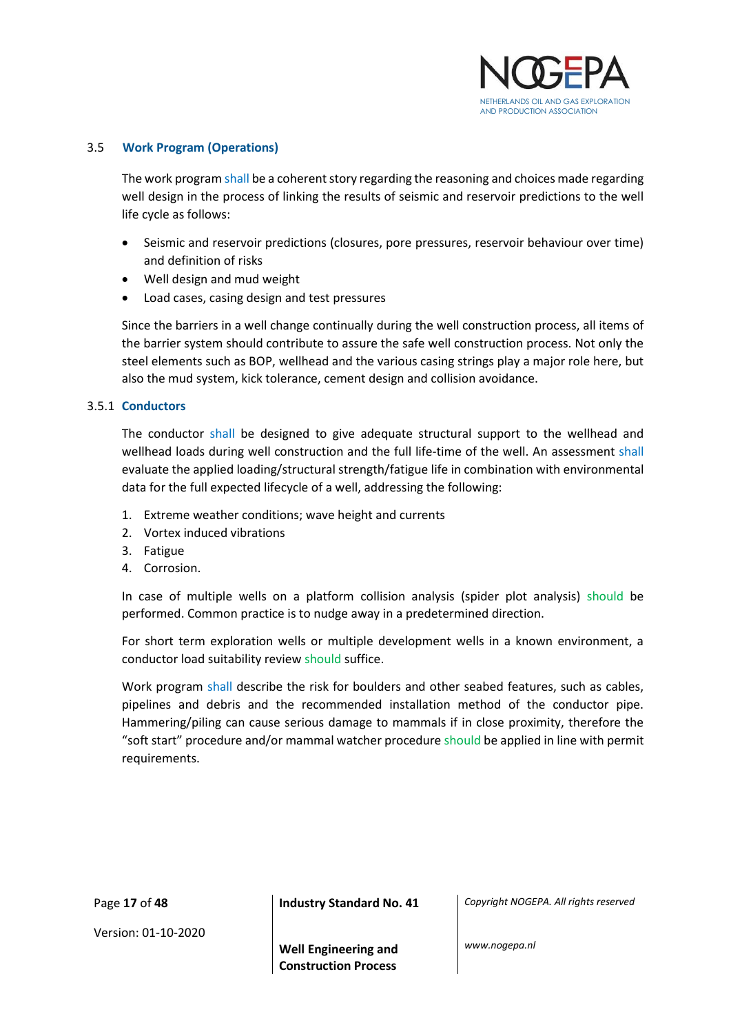## 3.5 Work Program (Operations)

The work program shall be a coherent story regarding the reasoning and choices made regarding well design in the process of linking the results of seismic and reservoir predictions to the well life cycle as follows:

- Seismic and reservoir predictions (closures, pore pressures, reservoir behaviour over time) and definition of risks
- Well design and mud weight
- Load cases, casing design and test pressures

Since the barriers in a well change continually during the well construction process, all items of the barrier system should contribute to assure the safe well construction process. Not only the steel elements such as BOP, wellhead and the various casing strings play a major role here, but also the mud system, kick tolerance, cement design and collision avoidance.

### 3.5.1 Conductors

The conductor shall be designed to give adequate structural support to the wellhead and wellhead loads during well construction and the full life-time of the well. An assessment shall evaluate the applied loading/structural strength/fatigue life in combination with environmental data for the full expected lifecycle of a well, addressing the following:

1. Extreme weather conditions; wave height and currents
2. Vortex induced vibrations
3. Fatigue
4. Corrosion.

In case of multiple wells on a platform collision analysis (spider plot analysis) should be performed. Common practice is to nudge away in a predetermined direction.

For short term exploration wells or multiple development wells in a known environment, a conductor load suitability review should suffice.

Work program shall describe the risk for boulders and other seabed features, such as cables, pipelines and debris and the recommended installation method of the conductor pipe. Hammering/piling can cause serious damage to mammals if in close proximity, therefore the "soft start" procedure and/or mammal watcher procedure should be applied in line with permit requirements.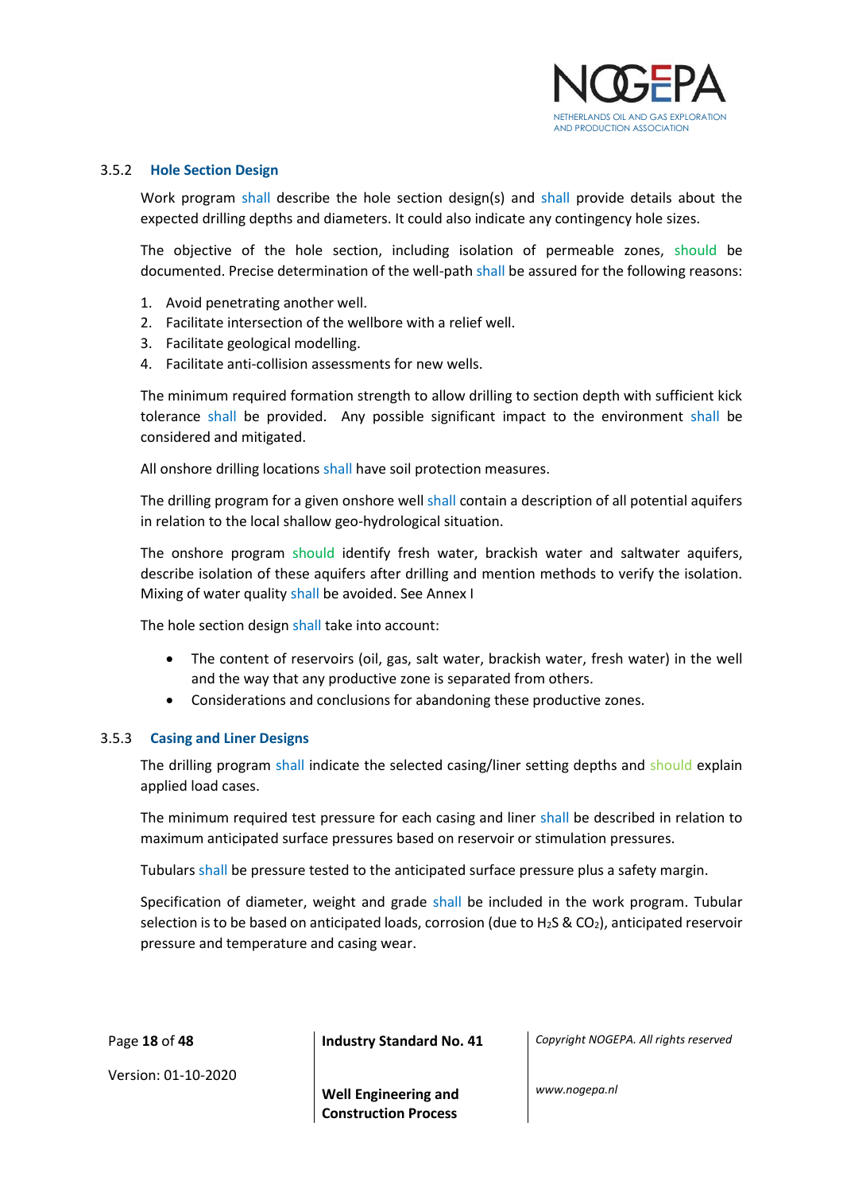### 3.5.2 Hole Section Design

Work program shall describe the hole section design(s) and shall provide details about the expected drilling depths and diameters. It could also indicate any contingency hole sizes.

The objective of the hole section, including isolation of permeable zones, should be documented. Precise determination of the well-path shall be assured for the following reasons:

1. Avoid penetrating another well.
2. Facilitate intersection of the wellbore with a relief well.
3. Facilitate geological modelling.
4. Facilitate anti-collision assessments for new wells.

The minimum required formation strength to allow drilling to section depth with sufficient kick tolerance shall be provided. Any possible significant impact to the environment shall be considered and mitigated.

All onshore drilling locations shall have soil protection measures.

The drilling program for a given onshore well shall contain a description of all potential aquifers in relation to the local shallow geo-hydrological situation.

The onshore program should identify fresh water, brackish water and saltwater aquifers, describe isolation of these aquifers after drilling and mention methods to verify the isolation. Mixing of water quality shall be avoided. See Annex I

The hole section design shall take into account:

- The content of reservoirs (oil, gas, salt water, brackish water, fresh water) in the well and the way that any productive zone is separated from others.
- Considerations and conclusions for abandoning these productive zones.

### 3.5.3 Casing and Liner Designs

The drilling program shall indicate the selected casing/liner setting depths and should explain applied load cases.

The minimum required test pressure for each casing and liner shall be described in relation to maximum anticipated surface pressures based on reservoir or stimulation pressures.

Tubulars shall be pressure tested to the anticipated surface pressure plus a safety margin.

Specification of diameter, weight and grade shall be included in the work program. Tubular selection is to be based on anticipated loads, corrosion (due to $H_2S$ & $CO_2$), anticipated reservoir pressure and temperature and casing wear.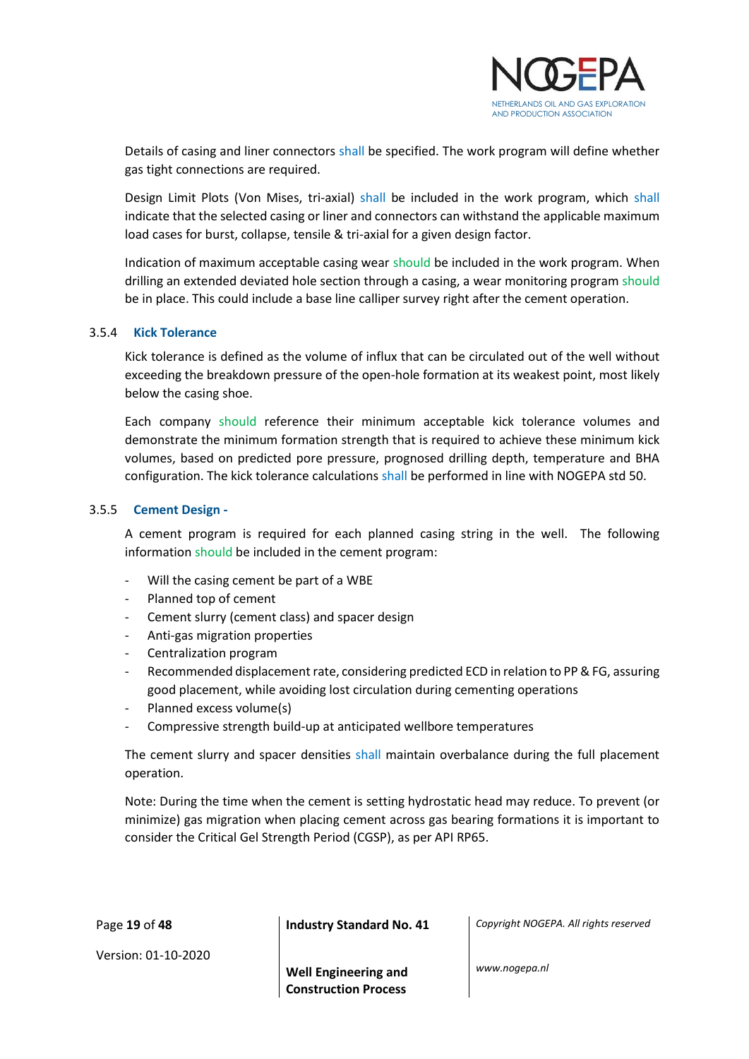Details of casing and liner connectors shall be specified. The work program will define whether gas tight connections are required.

Design Limit Plots (Von Mises, tri-axial) shall be included in the work program, which shall indicate that the selected casing or liner and connectors can withstand the applicable maximum load cases for burst, collapse, tensile & tri-axial for a given design factor.

Indication of maximum acceptable casing wear should be included in the work program. When drilling an extended deviated hole section through a casing, a wear monitoring program should be in place. This could include a base line calliper survey right after the cement operation.

### 3.5.4 Kick Tolerance

Kick tolerance is defined as the volume of influx that can be circulated out of the well without exceeding the breakdown pressure of the open-hole formation at its weakest point, most likely below the casing shoe.

Each company should reference their minimum acceptable kick tolerance volumes and demonstrate the minimum formation strength that is required to achieve these minimum kick volumes, based on predicted pore pressure, prognosed drilling depth, temperature and BHA configuration. The kick tolerance calculations shall be performed in line with NOGEPA std 50.

### 3.5.5 Cement Design -

A cement program is required for each planned casing string in the well. The following information should be included in the cement program:

- Will the casing cement be part of a WBE
- Planned top of cement
- Cement slurry (cement class) and spacer design
- Anti-gas migration properties
- Centralization program
- Recommended displacement rate, considering predicted ECD in relation to PP & FG, assuring good placement, while avoiding lost circulation during cementing operations
- Planned excess volume(s)
- Compressive strength build-up at anticipated wellbore temperatures

The cement slurry and spacer densities shall maintain overbalance during the full placement operation.

Note: During the time when the cement is setting hydrostatic head may reduce. To prevent (or minimize) gas migration when placing cement across gas bearing formations it is important to consider the Critical Gel Strength Period (CGSP), as per API RP65.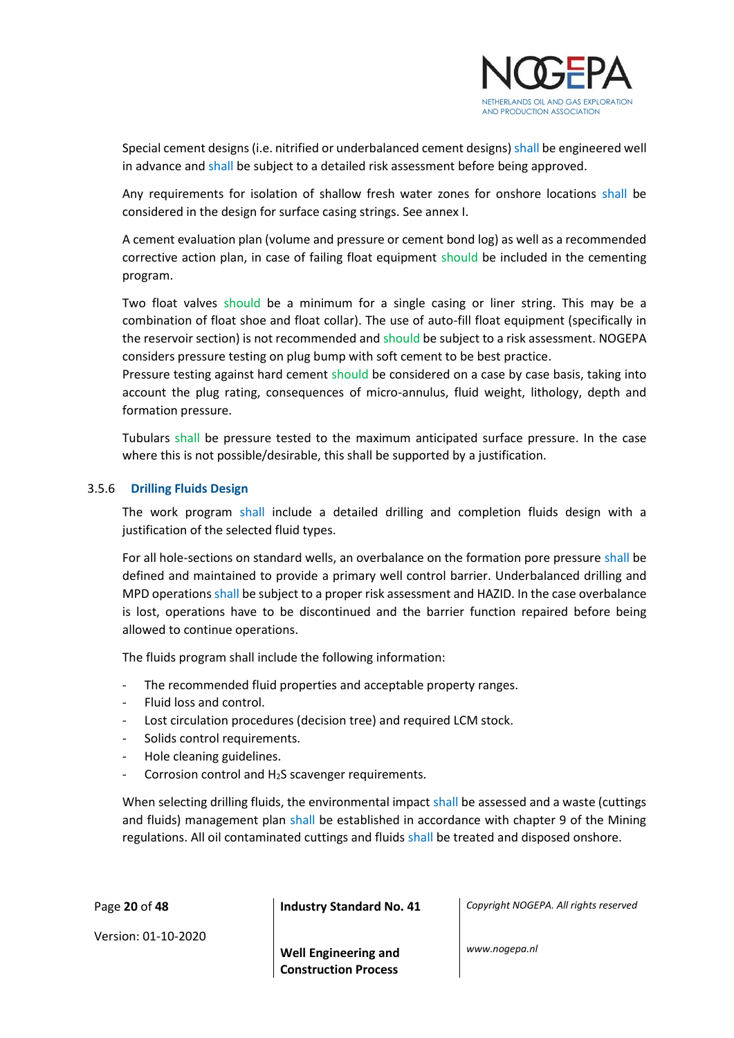Special cement designs (i.e. nitrified or underbalanced cement designs) shall be engineered well in advance and shall be subject to a detailed risk assessment before being approved.

Any requirements for isolation of shallow fresh water zones for onshore locations shall be considered in the design for surface casing strings. See annex I.

A cement evaluation plan (volume and pressure or cement bond log) as well as a recommended corrective action plan, in case of failing float equipment should be included in the cementing program.

Two float valves should be a minimum for a single casing or liner string. This may be a combination of float shoe and float collar). The use of auto-fill float equipment (specifically in the reservoir section) is not recommended and should be subject to a risk assessment. NOGEPA considers pressure testing on plug bump with soft cement to be best practice.
Pressure testing against hard cement should be considered on a case by case basis, taking into account the plug rating, consequences of micro-annulus, fluid weight, lithology, depth and formation pressure.

Tubulars shall be pressure tested to the maximum anticipated surface pressure. In the case where this is not possible/desirable, this shall be supported by a justification.

### 3.5.6 Drilling Fluids Design

The work program shall include a detailed drilling and completion fluids design with a justification of the selected fluid types.

For all hole-sections on standard wells, an overbalance on the formation pore pressure shall be defined and maintained to provide a primary well control barrier. Underbalanced drilling and MPD operations shall be subject to a proper risk assessment and HAZID. In the case overbalance is lost, operations have to be discontinued and the barrier function repaired before being allowed to continue operations.

The fluids program shall include the following information:

- The recommended fluid properties and acceptable property ranges.
- Fluid loss and control.
- Lost circulation procedures (decision tree) and required LCM stock.
- Solids control requirements.
- Hole cleaning guidelines.
- Corrosion control and $H_2S$ scavenger requirements.

When selecting drilling fluids, the environmental impact shall be assessed and a waste (cuttings and fluids) management plan shall be established in accordance with chapter 9 of the Mining regulations. All oil contaminated cuttings and fluids shall be treated and disposed onshore.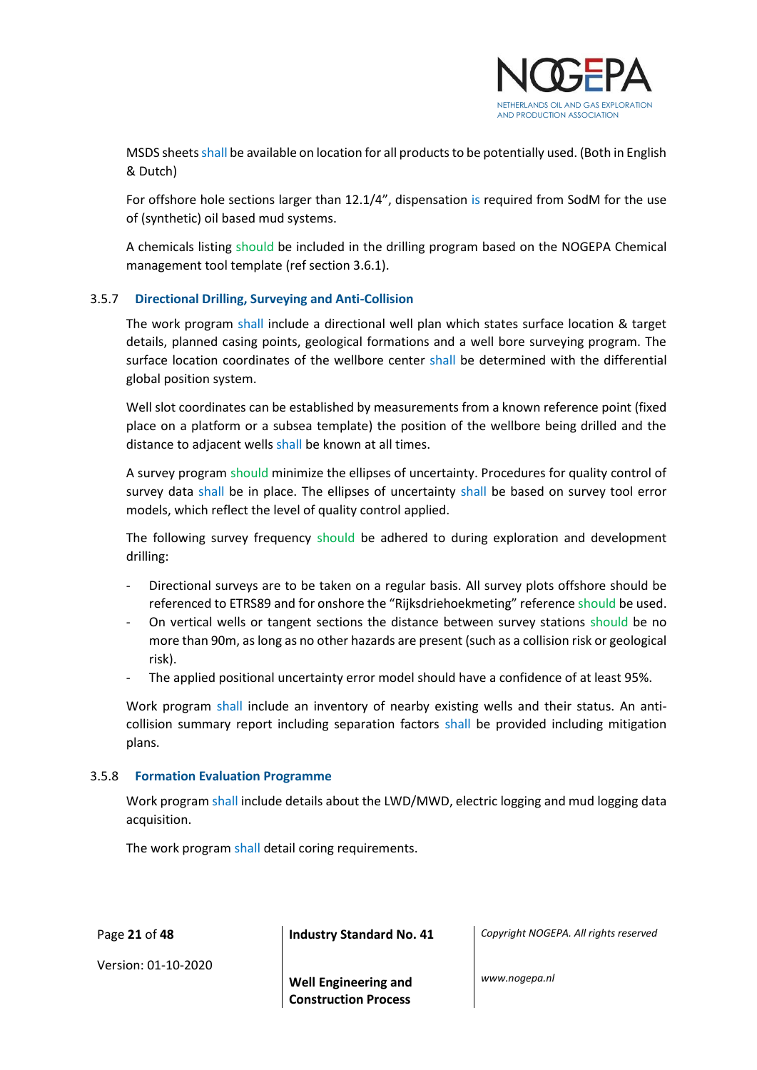MSDS sheets shall be available on location for all products to be potentially used. (Both in English & Dutch)

For offshore hole sections larger than 12.1/4", dispensation is required from SodM for the use of (synthetic) oil based mud systems.

A chemicals listing should be included in the drilling program based on the NOGEPA Chemical management tool template (ref section 3.6.1).

### 3.5.7 Directional Drilling, Surveying and Anti-Collision

The work program shall include a directional well plan which states surface location & target details, planned casing points, geological formations and a well bore surveying program. The surface location coordinates of the wellbore center shall be determined with the differential global position system.

Well slot coordinates can be established by measurements from a known reference point (fixed place on a platform or a subsea template) the position of the wellbore being drilled and the distance to adjacent wells shall be known at all times.

A survey program should minimize the ellipses of uncertainty. Procedures for quality control of survey data shall be in place. The ellipses of uncertainty shall be based on survey tool error models, which reflect the level of quality control applied.

The following survey frequency should be adhered to during exploration and development drilling:

- Directional surveys are to be taken on a regular basis. All survey plots offshore should be referenced to ETRS89 and for onshore the "Rijksdriehoekmeting" reference should be used.
- On vertical wells or tangent sections the distance between survey stations should be no more than 90m, as long as no other hazards are present (such as a collision risk or geological risk).
- The applied positional uncertainty error model should have a confidence of at least 95%.

Work program shall include an inventory of nearby existing wells and their status. An anti-collision summary report including separation factors shall be provided including mitigation plans.

### 3.5.8 Formation Evaluation Programme

Work program shall include details about the LWD/MWD, electric logging and mud logging data acquisition.

The work program shall detail coring requirements.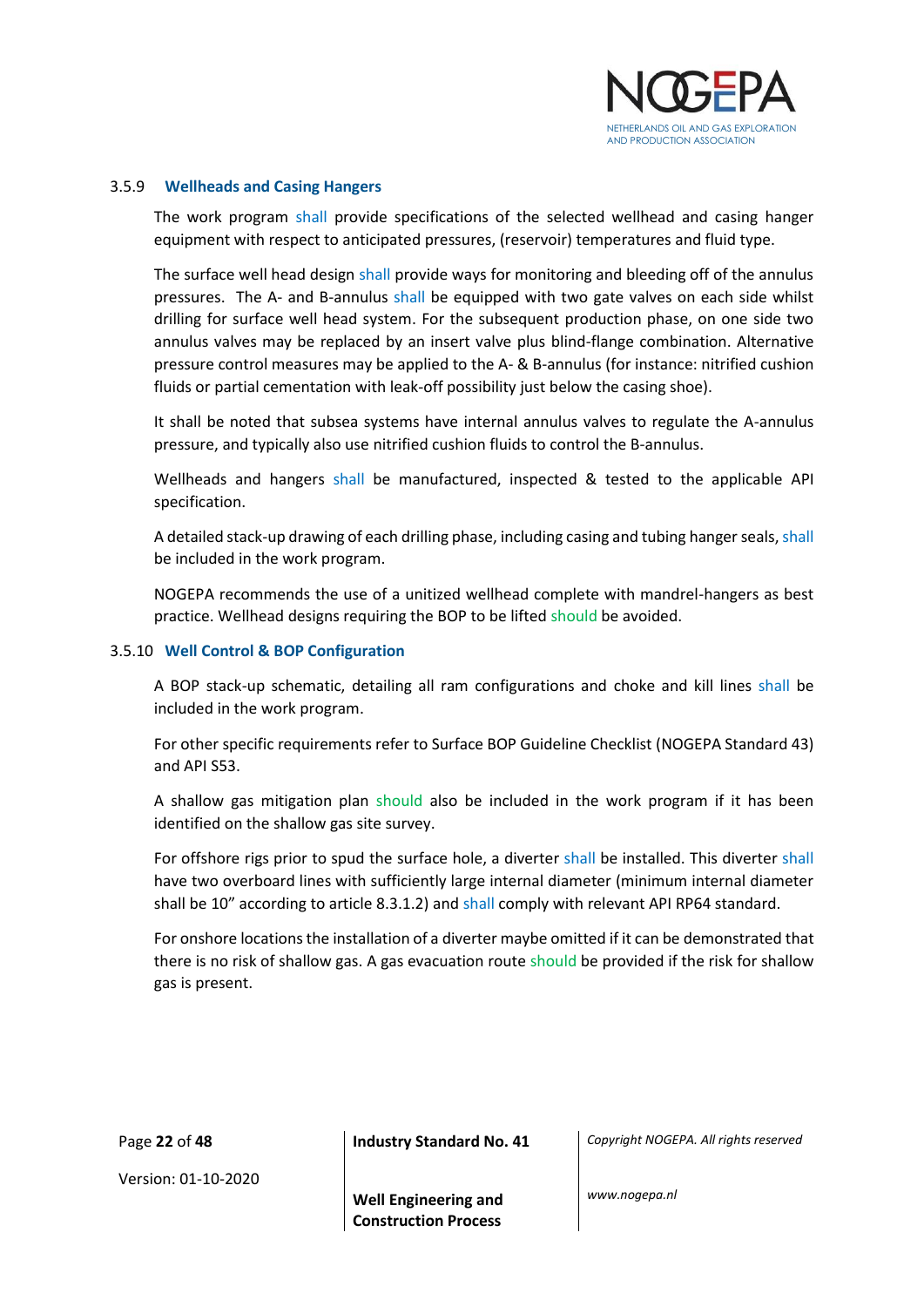### 3.5.9 Wellheads and Casing Hangers

The work program shall provide specifications of the selected wellhead and casing hanger equipment with respect to anticipated pressures, (reservoir) temperatures and fluid type.

The surface well head design shall provide ways for monitoring and bleeding off of the annulus pressures. The A- and B-annulus shall be equipped with two gate valves on each side whilst drilling for surface well head system. For the subsequent production phase, on one side two annulus valves may be replaced by an insert valve plus blind-flange combination. Alternative pressure control measures may be applied to the A- & B-annulus (for instance: nitrified cushion fluids or partial cementation with leak-off possibility just below the casing shoe).

It shall be noted that subsea systems have internal annulus valves to regulate the A-annulus pressure, and typically also use nitrified cushion fluids to control the B-annulus.

Wellheads and hangers shall be manufactured, inspected & tested to the applicable API specification.

A detailed stack-up drawing of each drilling phase, including casing and tubing hanger seals, shall be included in the work program.

NOGEPA recommends the use of a unitized wellhead complete with mandrel-hangers as best practice. Wellhead designs requiring the BOP to be lifted should be avoided.

### 3.5.10 Well Control & BOP Configuration

A BOP stack-up schematic, detailing all ram configurations and choke and kill lines shall be included in the work program.

For other specific requirements refer to Surface BOP Guideline Checklist (NOGEPA Standard 43) and API S53.

A shallow gas mitigation plan should also be included in the work program if it has been identified on the shallow gas site survey.

For offshore rigs prior to spud the surface hole, a diverter shall be installed. This diverter shall have two overboard lines with sufficiently large internal diameter (minimum internal diameter shall be 10" according to article 8.3.1.2) and shall comply with relevant API RP64 standard.

For onshore locations the installation of a diverter maybe omitted if it can be demonstrated that there is no risk of shallow gas. A gas evacuation route should be provided if the risk for shallow gas is present.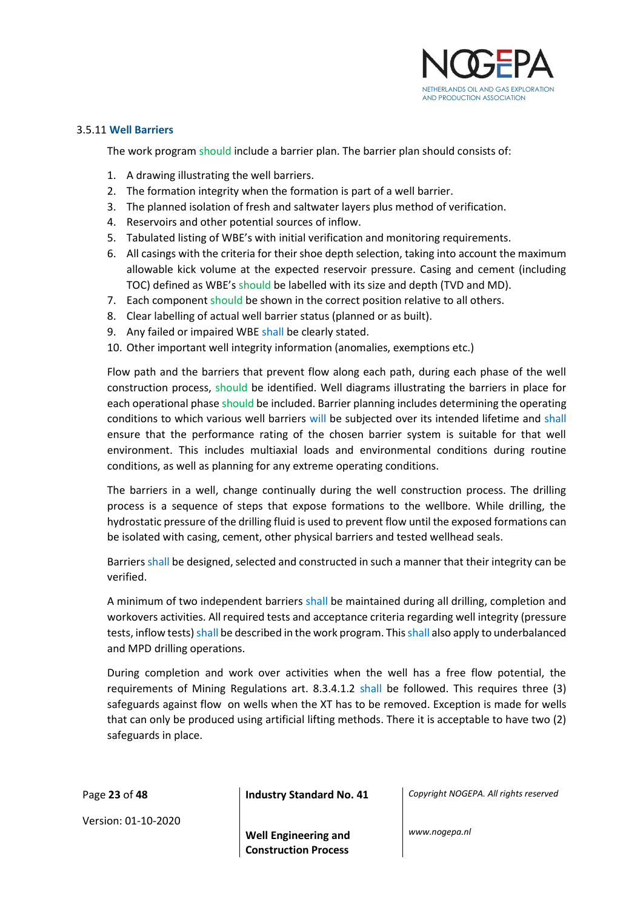### 3.5.11 Well Barriers

The work program should include a barrier plan. The barrier plan should consists of:

1. A drawing illustrating the well barriers.
2. The formation integrity when the formation is part of a well barrier.
3. The planned isolation of fresh and saltwater layers plus method of verification.
4. Reservoirs and other potential sources of inflow.
5. Tabulated listing of WBE's with initial verification and monitoring requirements.
6. All casings with the criteria for their shoe depth selection, taking into account the maximum allowable kick volume at the expected reservoir pressure. Casing and cement (including TOC) defined as WBE's should be labelled with its size and depth (TVD and MD).
7. Each component should be shown in the correct position relative to all others.
8. Clear labelling of actual well barrier status (planned or as built).
9. Any failed or impaired WBE shall be clearly stated.
10. Other important well integrity information (anomalies, exemptions etc.)

Flow path and the barriers that prevent flow along each path, during each phase of the well construction process, should be identified. Well diagrams illustrating the barriers in place for each operational phase should be included. Barrier planning includes determining the operating conditions to which various well barriers will be subjected over its intended lifetime and shall ensure that the performance rating of the chosen barrier system is suitable for that well environment. This includes multiaxial loads and environmental conditions during routine conditions, as well as planning for any extreme operating conditions.

The barriers in a well, change continually during the well construction process. The drilling process is a sequence of steps that expose formations to the wellbore. While drilling, the hydrostatic pressure of the drilling fluid is used to prevent flow until the exposed formations can be isolated with casing, cement, other physical barriers and tested wellhead seals.

Barriers shall be designed, selected and constructed in such a manner that their integrity can be verified.

A minimum of two independent barriers shall be maintained during all drilling, completion and workovers activities. All required tests and acceptance criteria regarding well integrity (pressure tests, inflow tests) shall be described in the work program. This shall also apply to underbalanced and MPD drilling operations.

During completion and work over activities when the well has a free flow potential, the requirements of Mining Regulations art. 8.3.4.1.2 shall be followed. This requires three (3) safeguards against flow on wells when the XT has to be removed. Exception is made for wells that can only be produced using artificial lifting methods. There it is acceptable to have two (2) safeguards in place.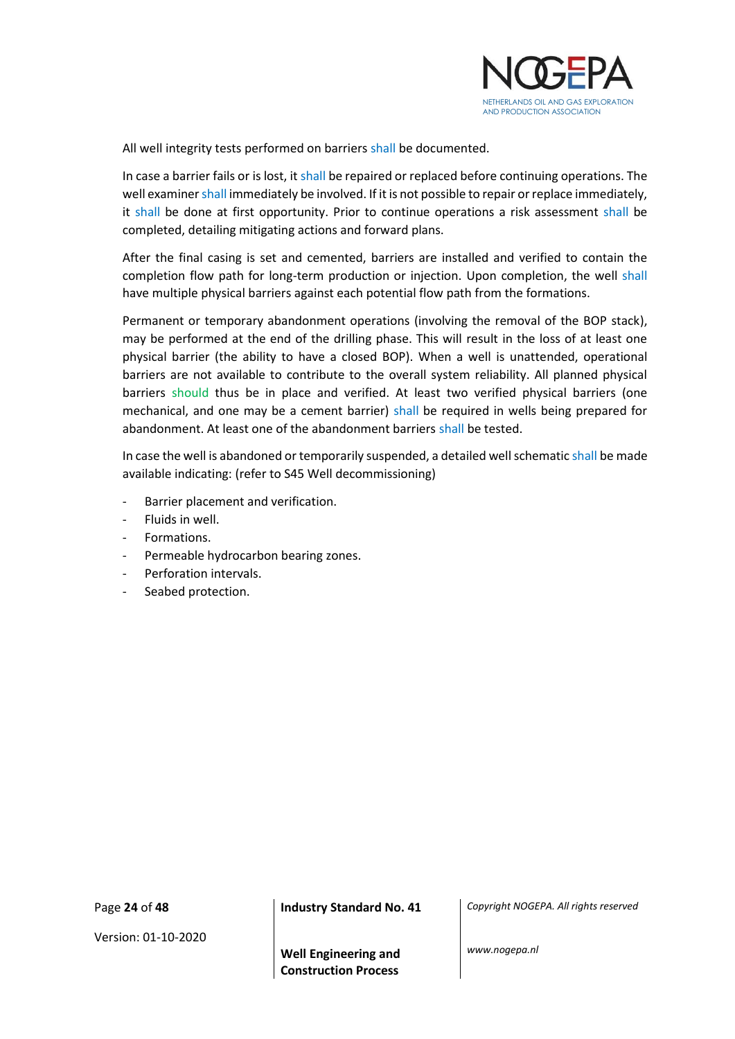All well integrity tests performed on barriers shall be documented.

In case a barrier fails or is lost, it shall be repaired or replaced before continuing operations. The well examiner shall immediately be involved. If it is not possible to repair or replace immediately, it shall be done at first opportunity. Prior to continue operations a risk assessment shall be completed, detailing mitigating actions and forward plans.

After the final casing is set and cemented, barriers are installed and verified to contain the completion flow path for long-term production or injection. Upon completion, the well shall have multiple physical barriers against each potential flow path from the formations.

Permanent or temporary abandonment operations (involving the removal of the BOP stack), may be performed at the end of the drilling phase. This will result in the loss of at least one physical barrier (the ability to have a closed BOP). When a well is unattended, operational barriers are not available to contribute to the overall system reliability. All planned physical barriers should thus be in place and verified. At least two verified physical barriers (one mechanical, and one may be a cement barrier) shall be required in wells being prepared for abandonment. At least one of the abandonment barriers shall be tested.

In case the well is abandoned or temporarily suspended, a detailed well schematic shall be made available indicating: (refer to S45 Well decommissioning)

- Barrier placement and verification.
- Fluids in well.
- Formations.
- Permeable hydrocarbon bearing zones.
- Perforation intervals.
- Seabed protection.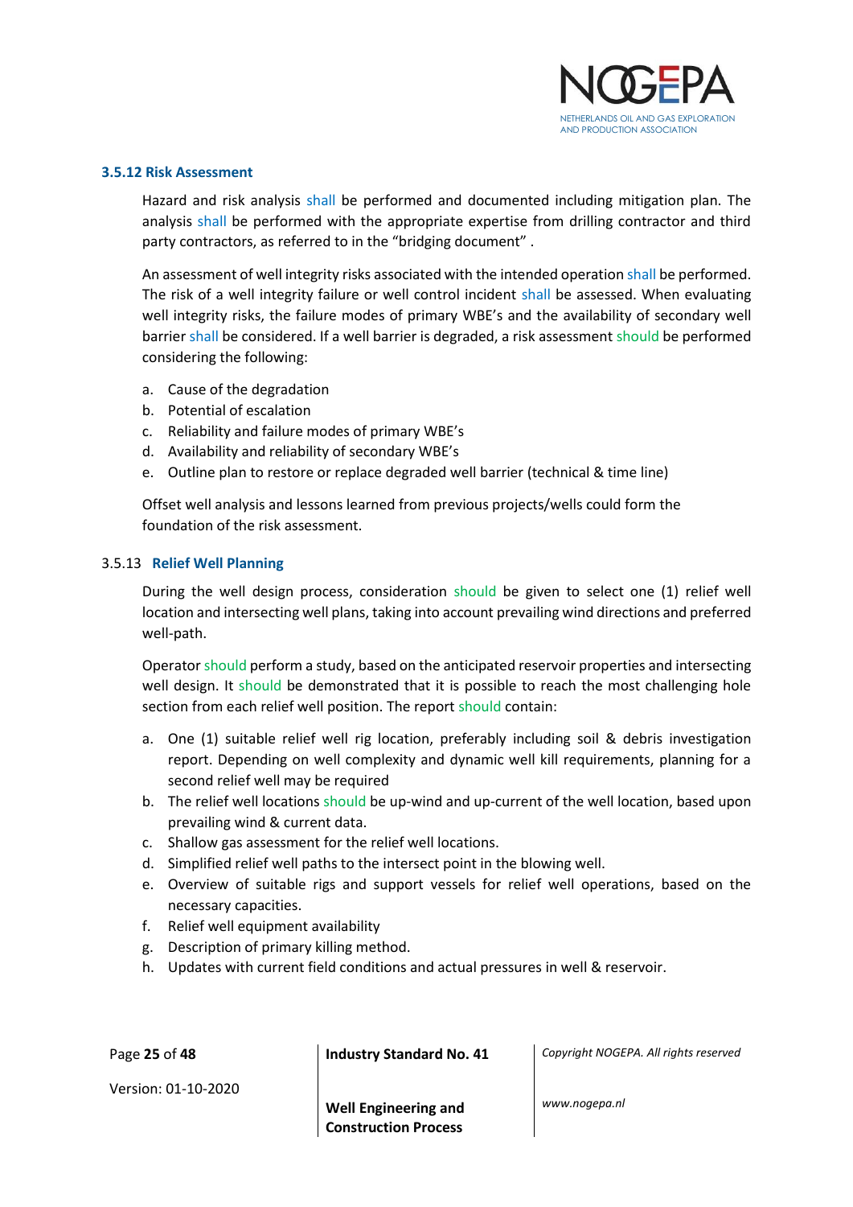### 3.5.12 Risk Assessment

Hazard and risk analysis shall be performed and documented including mitigation plan. The analysis shall be performed with the appropriate expertise from drilling contractor and third party contractors, as referred to in the “bridging document” .

An assessment of well integrity risks associated with the intended operation shall be performed. The risk of a well integrity failure or well control incident shall be assessed. When evaluating well integrity risks, the failure modes of primary WBE’s and the availability of secondary well barrier shall be considered. If a well barrier is degraded, a risk assessment should be performed considering the following:

a. Cause of the degradation
b. Potential of escalation
c. Reliability and failure modes of primary WBE’s
d. Availability and reliability of secondary WBE’s
e. Outline plan to restore or replace degraded well barrier (technical & time line)

Offset well analysis and lessons learned from previous projects/wells could form the foundation of the risk assessment.

### 3.5.13 Relief Well Planning

During the well design process, consideration should be given to select one (1) relief well location and intersecting well plans, taking into account prevailing wind directions and preferred well-path.

Operator should perform a study, based on the anticipated reservoir properties and intersecting well design. It should be demonstrated that it is possible to reach the most challenging hole section from each relief well position. The report should contain:

a. One (1) suitable relief well rig location, preferably including soil & debris investigation report. Depending on well complexity and dynamic well kill requirements, planning for a second relief well may be required
b. The relief well locations should be up-wind and up-current of the well location, based upon prevailing wind & current data.
c. Shallow gas assessment for the relief well locations.
d. Simplified relief well paths to the intersect point in the blowing well.
e. Overview of suitable rigs and support vessels for relief well operations, based on the necessary capacities.
f. Relief well equipment availability
g. Description of primary killing method.
h. Updates with current field conditions and actual pressures in well & reservoir.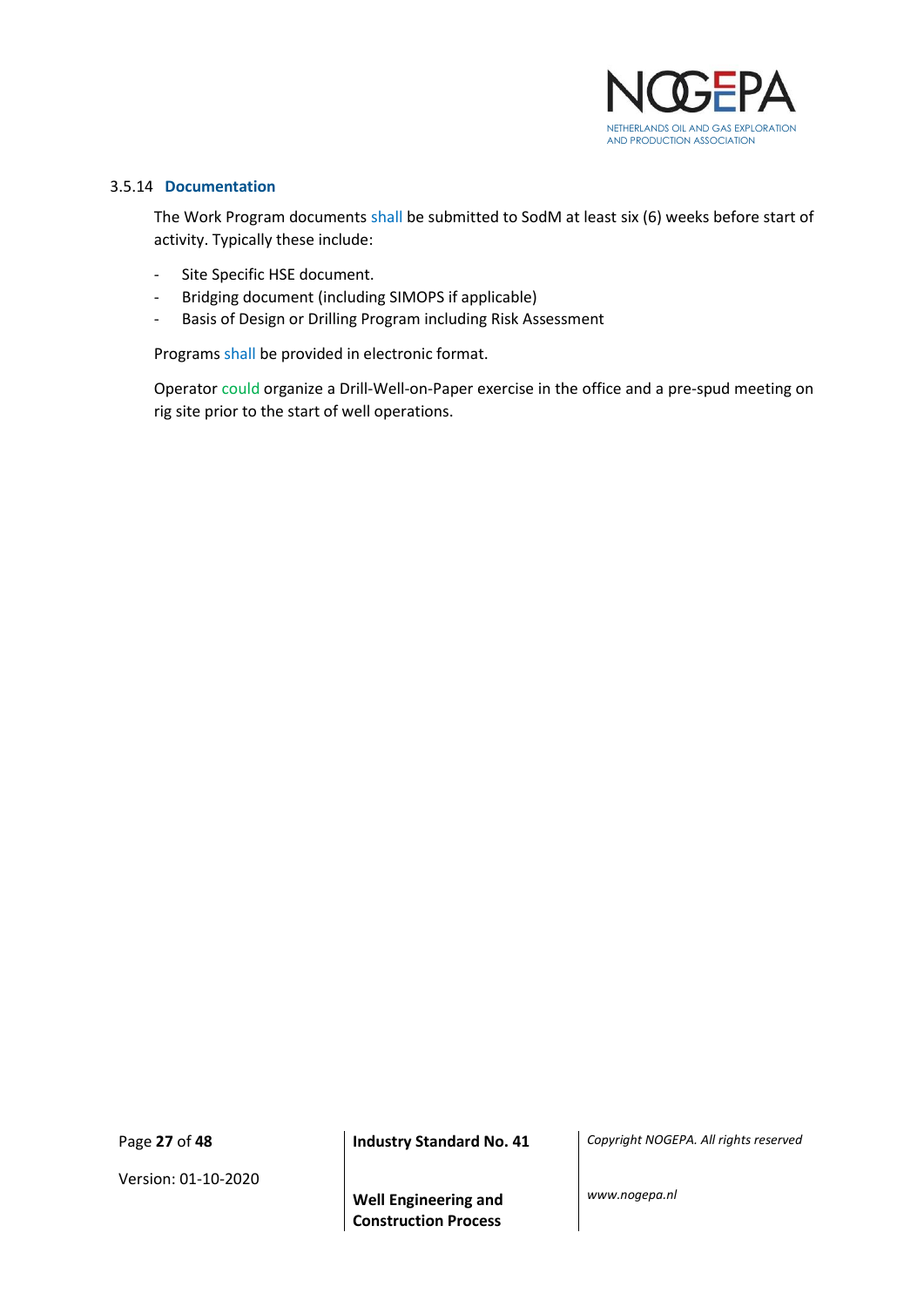#### 3.5.14 Documentation

The Work Program documents shall be submitted to SodM at least six (6) weeks before start of activity. Typically these include:

- Site Specific HSE document.
- Bridging document (including SIMOPS if applicable)
- Basis of Design or Drilling Program including Risk Assessment

Programs shall be provided in electronic format.

Operator could organize a Drill-Well-on-Paper exercise in the office and a pre-spud meeting on rig site prior to the start of well operations.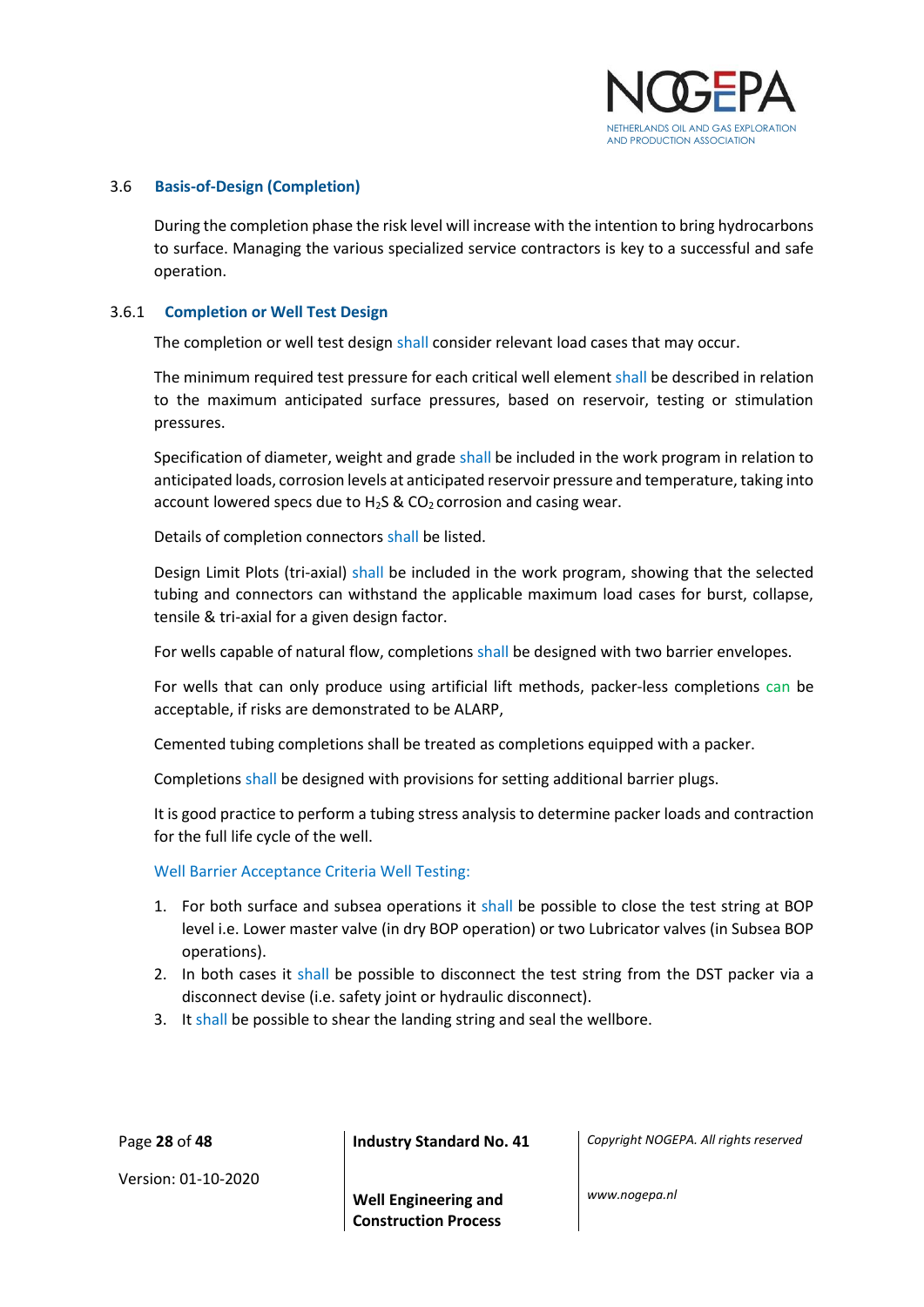### 3.6 Basis-of-Design (Completion)

During the completion phase the risk level will increase with the intention to bring hydrocarbons to surface. Managing the various specialized service contractors is key to a successful and safe operation.

#### 3.6.1 Completion or Well Test Design

The completion or well test design shall consider relevant load cases that may occur.

The minimum required test pressure for each critical well element shall be described in relation to the maximum anticipated surface pressures, based on reservoir, testing or stimulation pressures.

Specification of diameter, weight and grade shall be included in the work program in relation to anticipated loads, corrosion levels at anticipated reservoir pressure and temperature, taking into account lowered specs due to $H_2S$ & $CO_2$ corrosion and casing wear.

Details of completion connectors shall be listed.

Design Limit Plots (tri-axial) shall be included in the work program, showing that the selected tubing and connectors can withstand the applicable maximum load cases for burst, collapse, tensile & tri-axial for a given design factor.

For wells capable of natural flow, completions shall be designed with two barrier envelopes.

For wells that can only produce using artificial lift methods, packer-less completions can be acceptable, if risks are demonstrated to be ALARP,

Cemented tubing completions shall be treated as completions equipped with a packer.

Completions shall be designed with provisions for setting additional barrier plugs.

It is good practice to perform a tubing stress analysis to determine packer loads and contraction for the full life cycle of the well.

Well Barrier Acceptance Criteria Well Testing:

1. For both surface and subsea operations it shall be possible to close the test string at BOP level i.e. Lower master valve (in dry BOP operation) or two Lubricator valves (in Subsea BOP operations).
2. In both cases it shall be possible to disconnect the test string from the DST packer via a disconnect devise (i.e. safety joint or hydraulic disconnect).
3. It shall be possible to shear the landing string and seal the wellbore.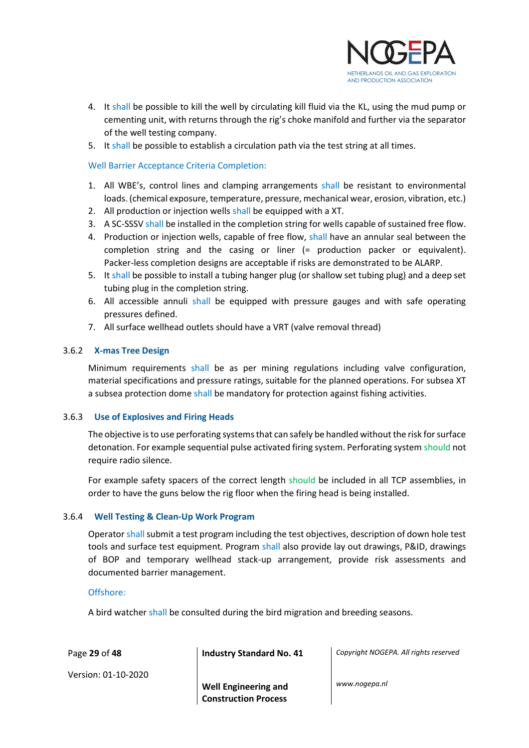4. It shall be possible to kill the well by circulating kill fluid via the KL, using the mud pump or cementing unit, with returns through the rig's choke manifold and further via the separator of the well testing company.
5. It shall be possible to establish a circulation path via the test string at all times.

Well Barrier Acceptance Criteria Completion:

1. All WBE's, control lines and clamping arrangements shall be resistant to environmental loads. (chemical exposure, temperature, pressure, mechanical wear, erosion, vibration, etc.)
2. All production or injection wells shall be equipped with a XT.
3. A SC-SSSV shall be installed in the completion string for wells capable of sustained free flow.
4. Production or injection wells, capable of free flow, shall have an annular seal between the completion string and the casing or liner (= production packer or equivalent). Packer-less completion designs are acceptable if risks are demonstrated to be ALARP.
5. It shall be possible to install a tubing hanger plug (or shallow set tubing plug) and a deep set tubing plug in the completion string.
6. All accessible annuli shall be equipped with pressure gauges and with safe operating pressures defined.
7. All surface wellhead outlets should have a VRT (valve removal thread)

### 3.6.2 X-mas Tree Design

Minimum requirements shall be as per mining regulations including valve configuration, material specifications and pressure ratings, suitable for the planned operations. For subsea XT a subsea protection dome shall be mandatory for protection against fishing activities.

### 3.6.3 Use of Explosives and Firing Heads

The objective is to use perforating systems that can safely be handled without the risk for surface detonation. For example sequential pulse activated firing system. Perforating system should not require radio silence.

For example safety spacers of the correct length should be included in all TCP assemblies, in order to have the guns below the rig floor when the firing head is being installed.

### 3.6.4 Well Testing & Clean-Up Work Program

Operator shall submit a test program including the test objectives, description of down hole test tools and surface test equipment. Program shall also provide lay out drawings, P&ID, drawings of BOP and temporary wellhead stack-up arrangement, provide risk assessments and documented barrier management.

Offshore:

A bird watcher shall be consulted during the bird migration and breeding seasons.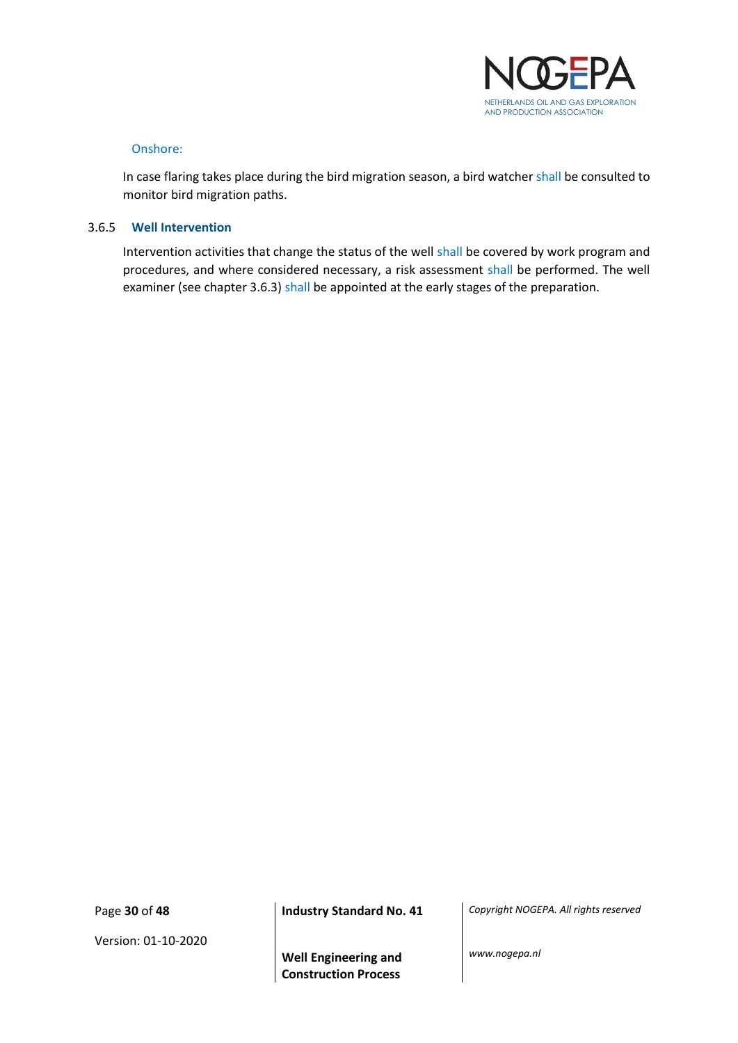Onshore:

In case flaring takes place during the bird migration season, a bird watcher shall be consulted to monitor bird migration paths.

### 3.6.5 Well Intervention

Intervention activities that change the status of the well shall be covered by work program and procedures, and where considered necessary, a risk assessment shall be performed. The well examiner (see chapter 3.6.3) shall be appointed at the early stages of the preparation.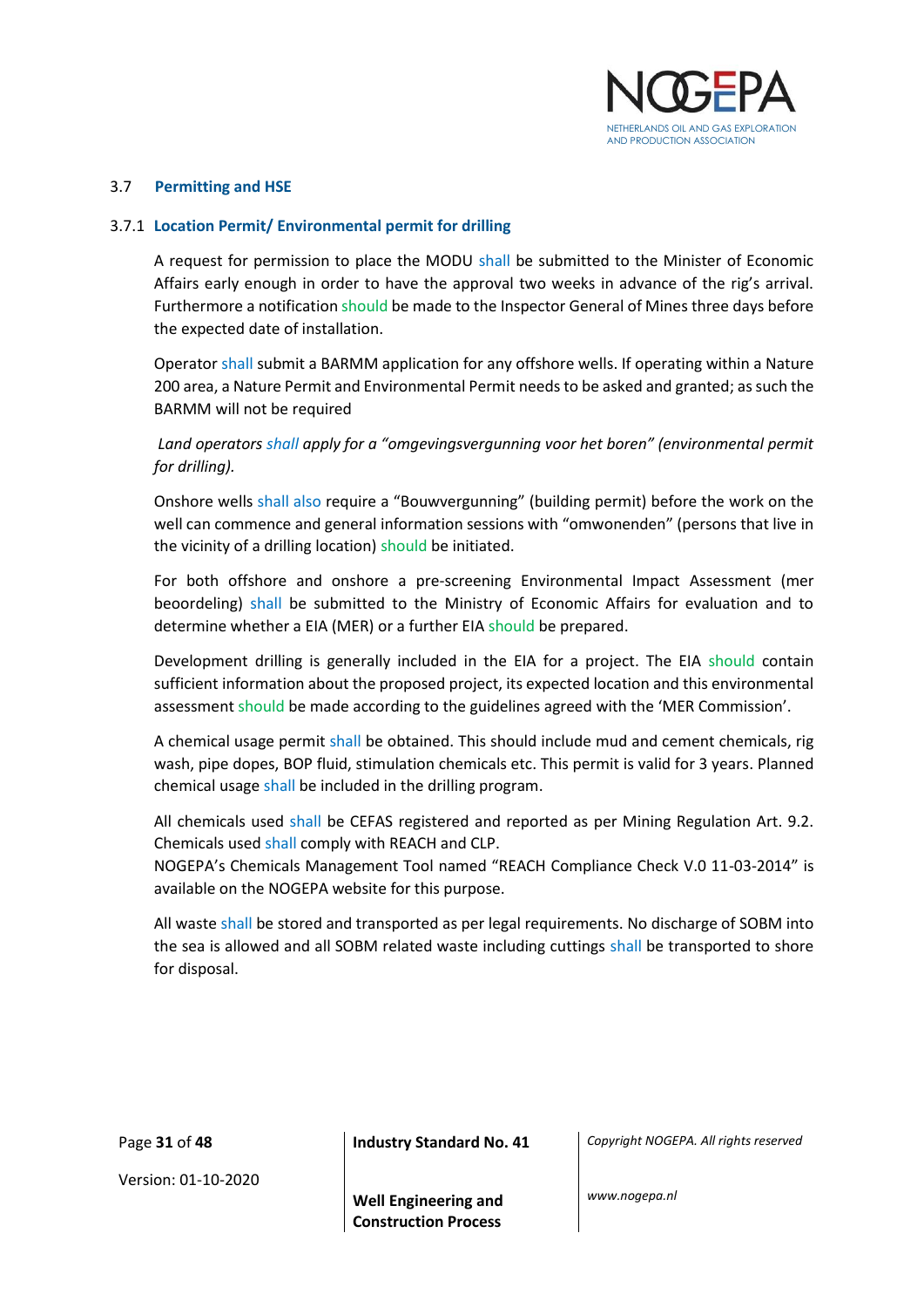### 3.7 Permitting and HSE

#### 3.7.1 Location Permit/ Environmental permit for drilling

A request for permission to place the MODU shall be submitted to the Minister of Economic Affairs early enough in order to have the approval two weeks in advance of the rig's arrival. Furthermore a notification should be made to the Inspector General of Mines three days before the expected date of installation.

Operator shall submit a BARMM application for any offshore wells. If operating within a Nature 200 area, a Nature Permit and Environmental Permit needs to be asked and granted; as such the BARMM will not be required

*Land operators shall apply for a "omgevingsvergunning voor het boren" (environmental permit for drilling).*

Onshore wells shall also require a "Bouwvergunning" (building permit) before the work on the well can commence and general information sessions with "omwonenden" (persons that live in the vicinity of a drilling location) should be initiated.

For both offshore and onshore a pre-screening Environmental Impact Assessment (mer beoordeling) shall be submitted to the Ministry of Economic Affairs for evaluation and to determine whether a EIA (MER) or a further EIA should be prepared.

Development drilling is generally included in the EIA for a project. The EIA should contain sufficient information about the proposed project, its expected location and this environmental assessment should be made according to the guidelines agreed with the 'MER Commission'.

A chemical usage permit shall be obtained. This should include mud and cement chemicals, rig wash, pipe dopes, BOP fluid, stimulation chemicals etc. This permit is valid for 3 years. Planned chemical usage shall be included in the drilling program.

All chemicals used shall be CEFAS registered and reported as per Mining Regulation Art. 9.2. Chemicals used shall comply with REACH and CLP.
NOGEPA's Chemicals Management Tool named "REACH Compliance Check V.0 11-03-2014" is available on the NOGEPA website for this purpose.

All waste shall be stored and transported as per legal requirements. No discharge of SOBM into the sea is allowed and all SOBM related waste including cuttings shall be transported to shore for disposal.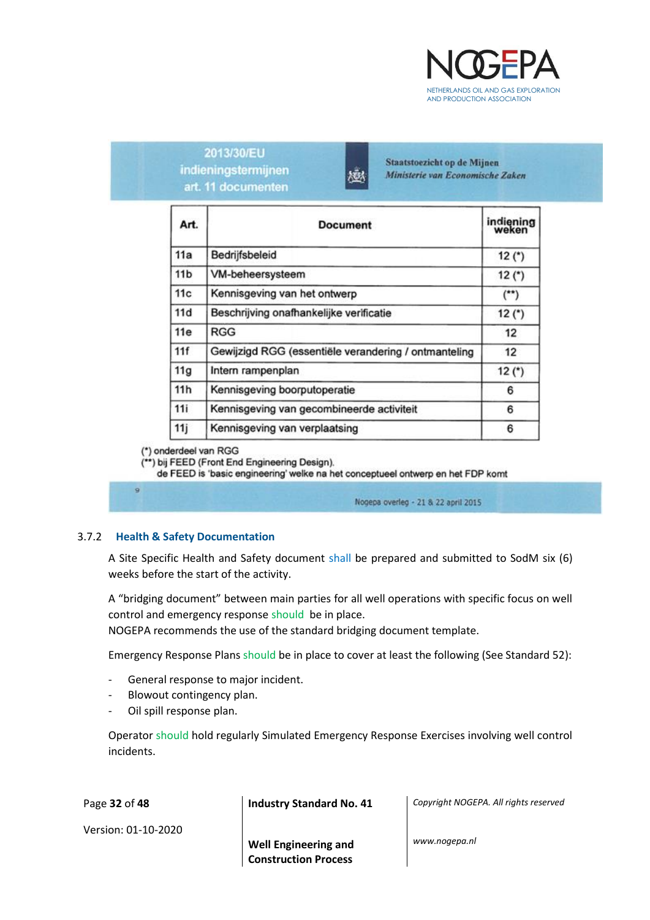2013/30/EU
indieningstermijnen
art. 11 documenten

Staatstoezicht op de Mijnen
*Ministerie van Economische Zaken*

| Art. | Document | indiening weken |
|---|---|---|
| 11a | Bedrijfsbeleid | 12 (*) |
| 11b | VM-beheersysteem | 12 (*) |
| 11c | Kennisgeving van het ontwerp | (**) |
| 11d | Beschrijving onafhankelijke verificatie | 12 (*) |
| 11e | RGG | 12 |
| 11f | Gewijzigd RGG (essentiële verandering / ontmanteling | 12 |
| 11g | Intern rampenplan | 12 (*) |
| 11h | Kennisgeving boorputoperatie | 6 |
| 11i | Kennisgeving van gecombineerde activiteit | 6 |
| 11j | Kennisgeving van verplaatsing | 6 |

(*) onderdeel van RGG
(**) bij FEED (Front End Engineering Design).
de FEED is 'basic engineering' welke na het conceptueel ontwerp en het FDP komt

9 Nogepa overleg - 21 & 22 april 2015

### 3.7.2 Health & Safety Documentation

A Site Specific Health and Safety document shall be prepared and submitted to SodM six (6) weeks before the start of the activity.

A "bridging document" between main parties for all well operations with specific focus on well control and emergency response should be in place.
NOGEPA recommends the use of the standard bridging document template.

Emergency Response Plans should be in place to cover at least the following (See Standard 52):

- General response to major incident.
- Blowout contingency plan.
- Oil spill response plan.

Operator should hold regularly Simulated Emergency Response Exercises involving well control incidents.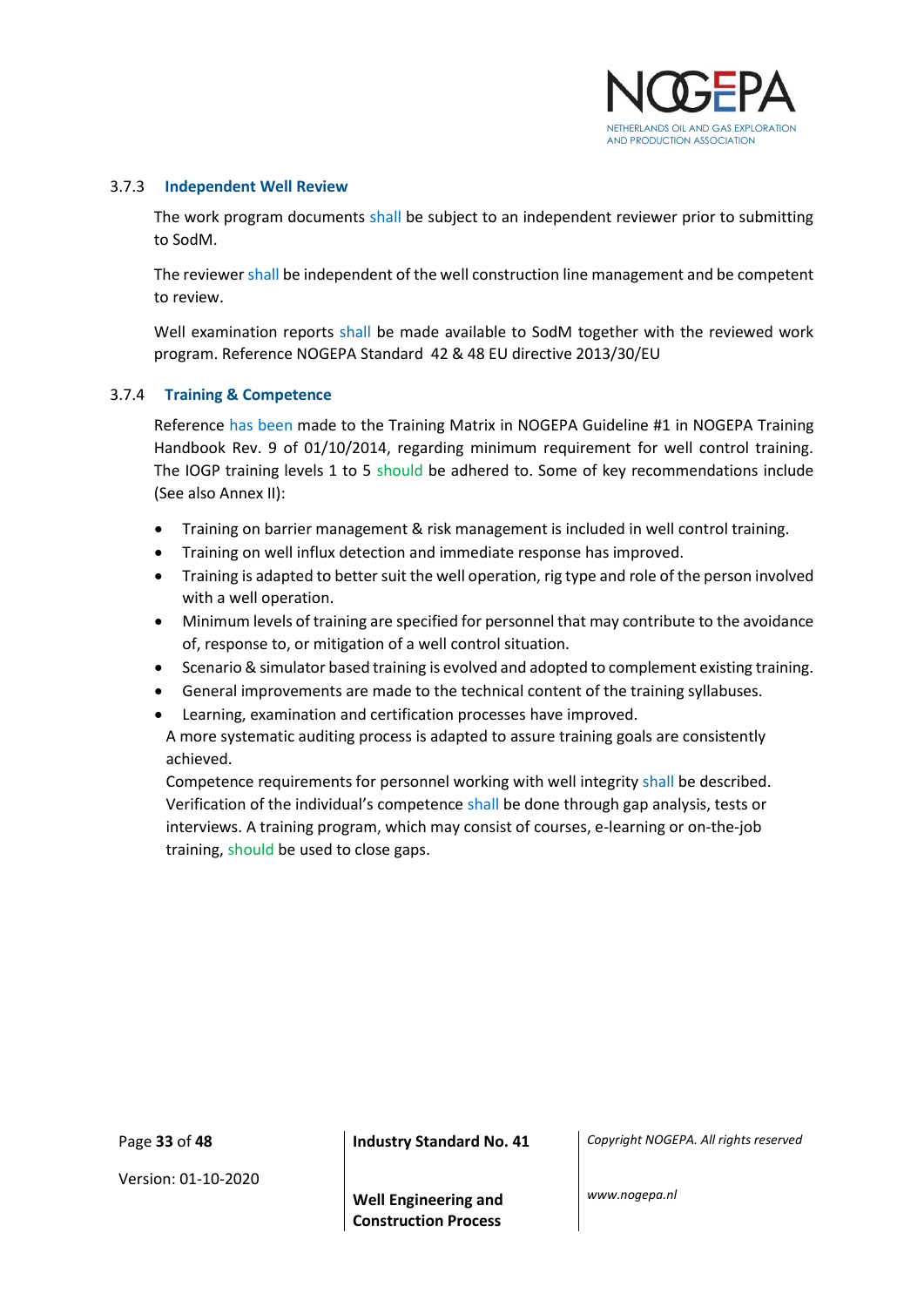### 3.7.3 Independent Well Review

The work program documents shall be subject to an independent reviewer prior to submitting to SodM.

The reviewer shall be independent of the well construction line management and be competent to review.

Well examination reports shall be made available to SodM together with the reviewed work program. Reference NOGEPA Standard 42 & 48 EU directive 2013/30/EU

### 3.7.4 Training & Competence

Reference has been made to the Training Matrix in NOGEPA Guideline #1 in NOGEPA Training Handbook Rev. 9 of 01/10/2014, regarding minimum requirement for well control training. The IOGP training levels 1 to 5 should be adhered to. Some of key recommendations include (See also Annex II):

- Training on barrier management & risk management is included in well control training.
- Training on well influx detection and immediate response has improved.
- Training is adapted to better suit the well operation, rig type and role of the person involved with a well operation.
- Minimum levels of training are specified for personnel that may contribute to the avoidance of, response to, or mitigation of a well control situation.
- Scenario & simulator based training is evolved and adopted to complement existing training.
- General improvements are made to the technical content of the training syllabuses.
- Learning, examination and certification processes have improved.

A more systematic auditing process is adapted to assure training goals are consistently achieved.

Competence requirements for personnel working with well integrity shall be described. Verification of the individual's competence shall be done through gap analysis, tests or interviews. A training program, which may consist of courses, e-learning or on-the-job training, should be used to close gaps.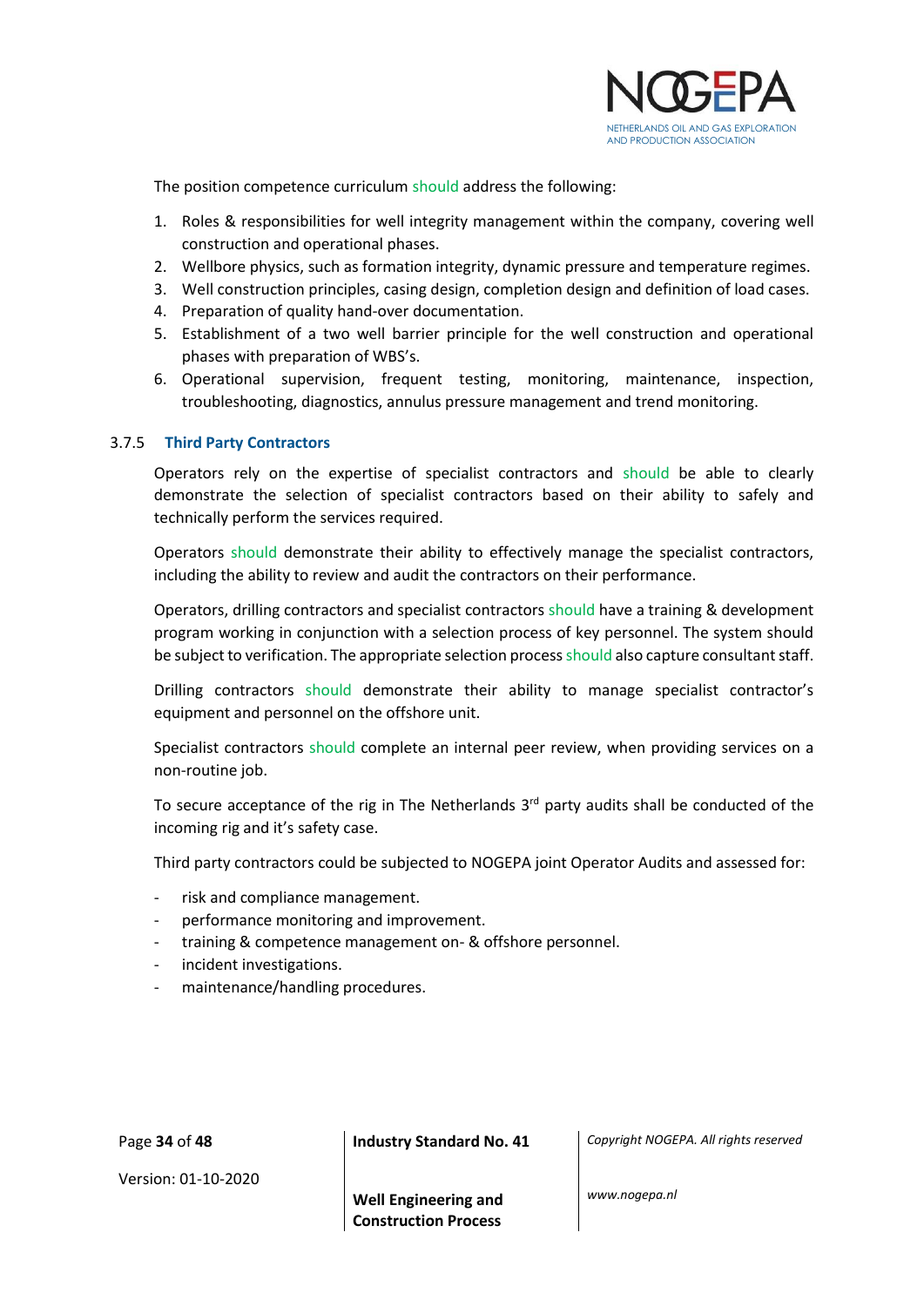The position competence curriculum should address the following:

1. Roles & responsibilities for well integrity management within the company, covering well construction and operational phases.
2. Wellbore physics, such as formation integrity, dynamic pressure and temperature regimes.
3. Well construction principles, casing design, completion design and definition of load cases.
4. Preparation of quality hand-over documentation.
5. Establishment of a two well barrier principle for the well construction and operational phases with preparation of WBS's.
6. Operational supervision, frequent testing, monitoring, maintenance, inspection, troubleshooting, diagnostics, annulus pressure management and trend monitoring.

### 3.7.5 Third Party Contractors

Operators rely on the expertise of specialist contractors and should be able to clearly demonstrate the selection of specialist contractors based on their ability to safely and technically perform the services required.

Operators should demonstrate their ability to effectively manage the specialist contractors, including the ability to review and audit the contractors on their performance.

Operators, drilling contractors and specialist contractors should have a training & development program working in conjunction with a selection process of key personnel. The system should be subject to verification. The appropriate selection process should also capture consultant staff.

Drilling contractors should demonstrate their ability to manage specialist contractor's equipment and personnel on the offshore unit.

Specialist contractors should complete an internal peer review, when providing services on a non-routine job.

To secure acceptance of the rig in The Netherlands 3rd party audits shall be conducted of the incoming rig and it's safety case.

Third party contractors could be subjected to NOGEPA joint Operator Audits and assessed for:

- risk and compliance management.
- performance monitoring and improvement.
- training & competence management on- & offshore personnel.
- incident investigations.
- maintenance/handling procedures.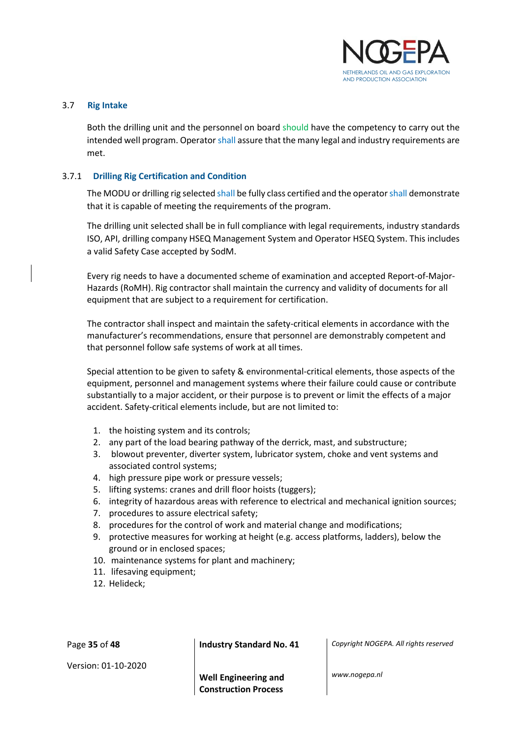### 3.7 Rig Intake

Both the drilling unit and the personnel on board should have the competency to carry out the intended well program. Operator shall assure that the many legal and industry requirements are met.

#### 3.7.1 Drilling Rig Certification and Condition

The MODU or drilling rig selected shall be fully class certified and the operator shall demonstrate that it is capable of meeting the requirements of the program.

The drilling unit selected shall be in full compliance with legal requirements, industry standards ISO, API, drilling company HSEQ Management System and Operator HSEQ System. This includes a valid Safety Case accepted by SodM.

Every rig needs to have a documented scheme of examination and accepted Report-of-Major-Hazards (RoMH). Rig contractor shall maintain the currency and validity of documents for all equipment that are subject to a requirement for certification.

The contractor shall inspect and maintain the safety-critical elements in accordance with the manufacturer's recommendations, ensure that personnel are demonstrably competent and that personnel follow safe systems of work at all times.

Special attention to be given to safety & environmental-critical elements, those aspects of the equipment, personnel and management systems where their failure could cause or contribute substantially to a major accident, or their purpose is to prevent or limit the effects of a major accident. Safety-critical elements include, but are not limited to:

1. the hoisting system and its controls;
2. any part of the load bearing pathway of the derrick, mast, and substructure;
3. blowout preventer, diverter system, lubricator system, choke and vent systems and associated control systems;
4. high pressure pipe work or pressure vessels;
5. lifting systems: cranes and drill floor hoists (tuggers);
6. integrity of hazardous areas with reference to electrical and mechanical ignition sources;
7. procedures to assure electrical safety;
8. procedures for the control of work and material change and modifications;
9. protective measures for working at height (e.g. access platforms, ladders), below the ground or in enclosed spaces;
10. maintenance systems for plant and machinery;
11. lifesaving equipment;
12. Helideck;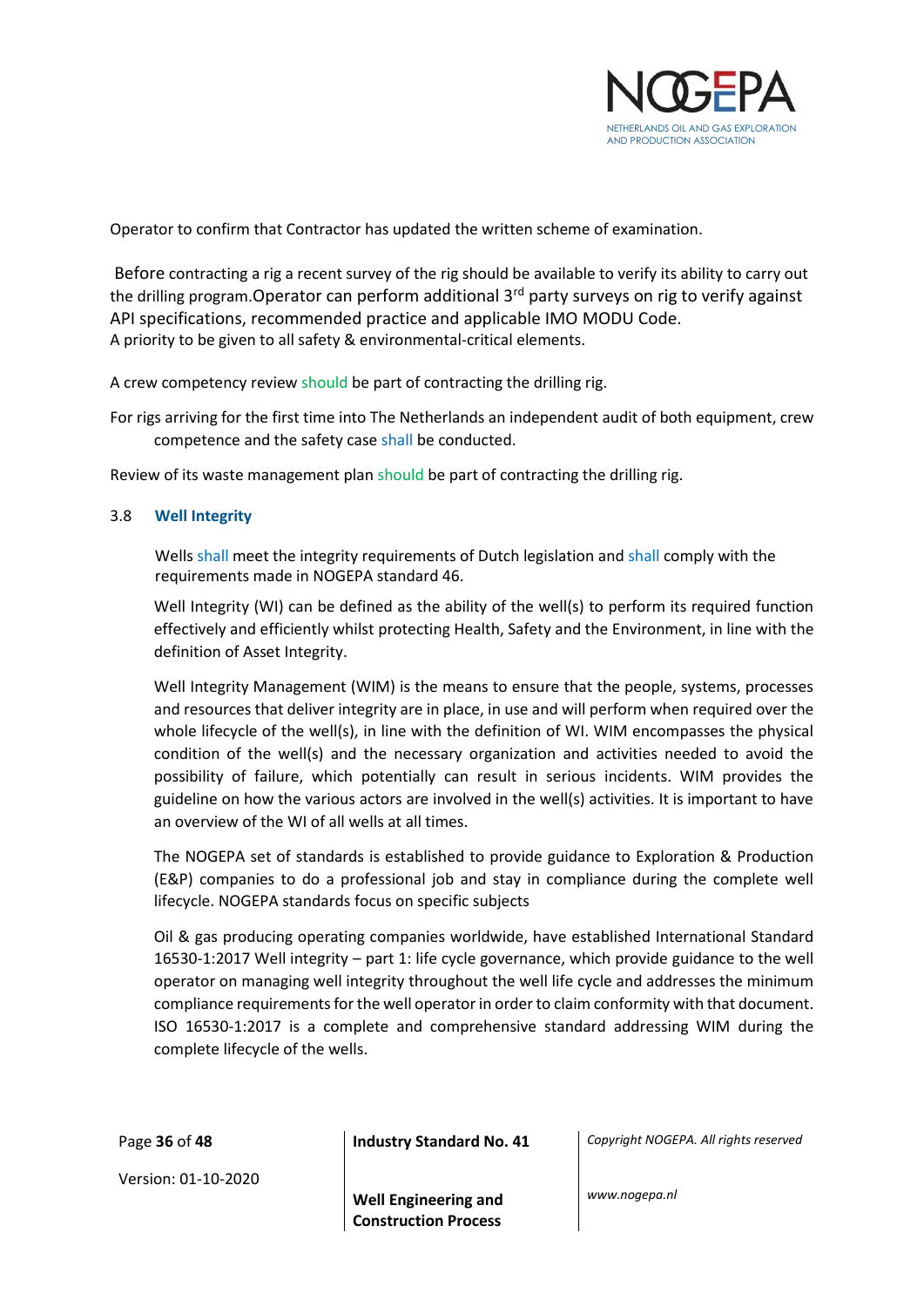Operator to confirm that Contractor has updated the written scheme of examination.

Before contracting a rig a recent survey of the rig should be available to verify its ability to carry out the drilling program.Operator can perform additional 3rd party surveys on rig to verify against API specifications, recommended practice and applicable IMO MODU Code.
A priority to be given to all safety & environmental-critical elements.

A crew competency review should be part of contracting the drilling rig.

For rigs arriving for the first time into The Netherlands an independent audit of both equipment, crew competence and the safety case shall be conducted.

Review of its waste management plan should be part of contracting the drilling rig.

### 3.8 Well Integrity

Wells shall meet the integrity requirements of Dutch legislation and shall comply with the requirements made in NOGEPA standard 46.

Well Integrity (WI) can be defined as the ability of the well(s) to perform its required function effectively and efficiently whilst protecting Health, Safety and the Environment, in line with the definition of Asset Integrity.

Well Integrity Management (WIM) is the means to ensure that the people, systems, processes and resources that deliver integrity are in place, in use and will perform when required over the whole lifecycle of the well(s), in line with the definition of WI. WIM encompasses the physical condition of the well(s) and the necessary organization and activities needed to avoid the possibility of failure, which potentially can result in serious incidents. WIM provides the guideline on how the various actors are involved in the well(s) activities. It is important to have an overview of the WI of all wells at all times.

The NOGEPA set of standards is established to provide guidance to Exploration & Production (E&P) companies to do a professional job and stay in compliance during the complete well lifecycle. NOGEPA standards focus on specific subjects

Oil & gas producing operating companies worldwide, have established International Standard 16530-1:2017 Well integrity – part 1: life cycle governance, which provide guidance to the well operator on managing well integrity throughout the well life cycle and addresses the minimum compliance requirements for the well operator in order to claim conformity with that document. ISO 16530-1:2017 is a complete and comprehensive standard addressing WIM during the complete lifecycle of the wells.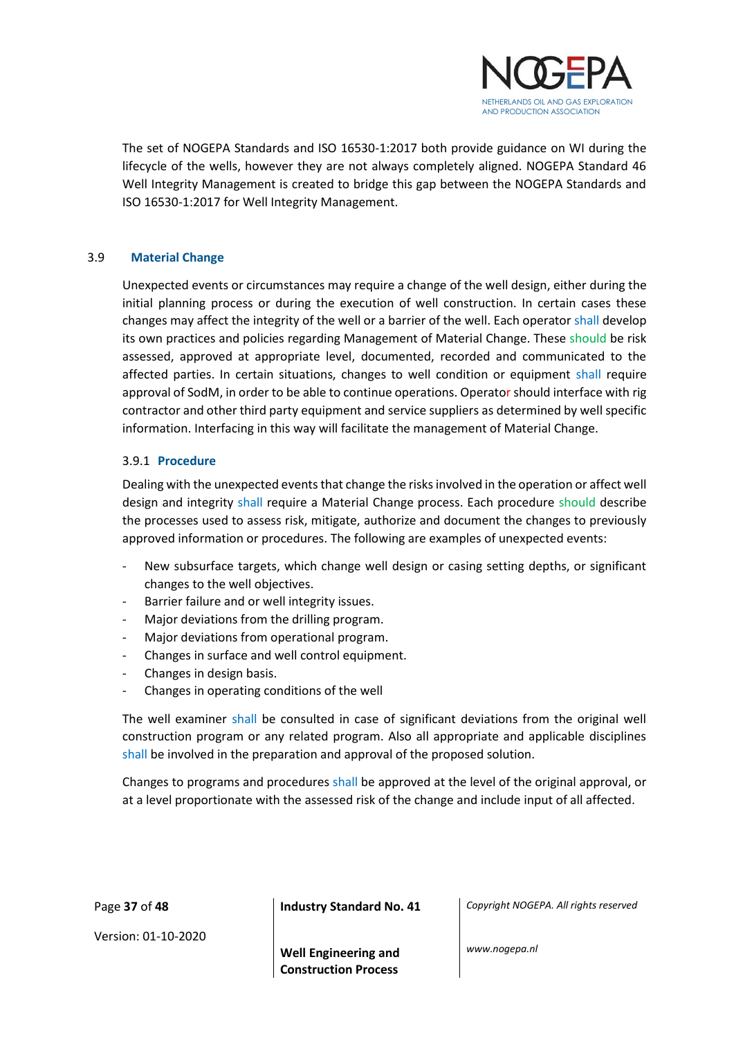The set of NOGEPA Standards and ISO 16530-1:2017 both provide guidance on WI during the lifecycle of the wells, however they are not always completely aligned. NOGEPA Standard 46 Well Integrity Management is created to bridge this gap between the NOGEPA Standards and ISO 16530-1:2017 for Well Integrity Management.

## 3.9 Material Change

Unexpected events or circumstances may require a change of the well design, either during the initial planning process or during the execution of well construction. In certain cases these changes may affect the integrity of the well or a barrier of the well. Each operator shall develop its own practices and policies regarding Management of Material Change. These should be risk assessed, approved at appropriate level, documented, recorded and communicated to the affected parties. In certain situations, changes to well condition or equipment shall require approval of SodM, in order to be able to continue operations. Operator should interface with rig contractor and other third party equipment and service suppliers as determined by well specific information. Interfacing in this way will facilitate the management of Material Change.

### 3.9.1 Procedure

Dealing with the unexpected events that change the risks involved in the operation or affect well design and integrity shall require a Material Change process. Each procedure should describe the processes used to assess risk, mitigate, authorize and document the changes to previously approved information or procedures. The following are examples of unexpected events:

- New subsurface targets, which change well design or casing setting depths, or significant changes to the well objectives.
- Barrier failure and or well integrity issues.
- Major deviations from the drilling program.
- Major deviations from operational program.
- Changes in surface and well control equipment.
- Changes in design basis.
- Changes in operating conditions of the well

The well examiner shall be consulted in case of significant deviations from the original well construction program or any related program. Also all appropriate and applicable disciplines shall be involved in the preparation and approval of the proposed solution.

Changes to programs and procedures shall be approved at the level of the original approval, or at a level proportionate with the assessed risk of the change and include input of all affected.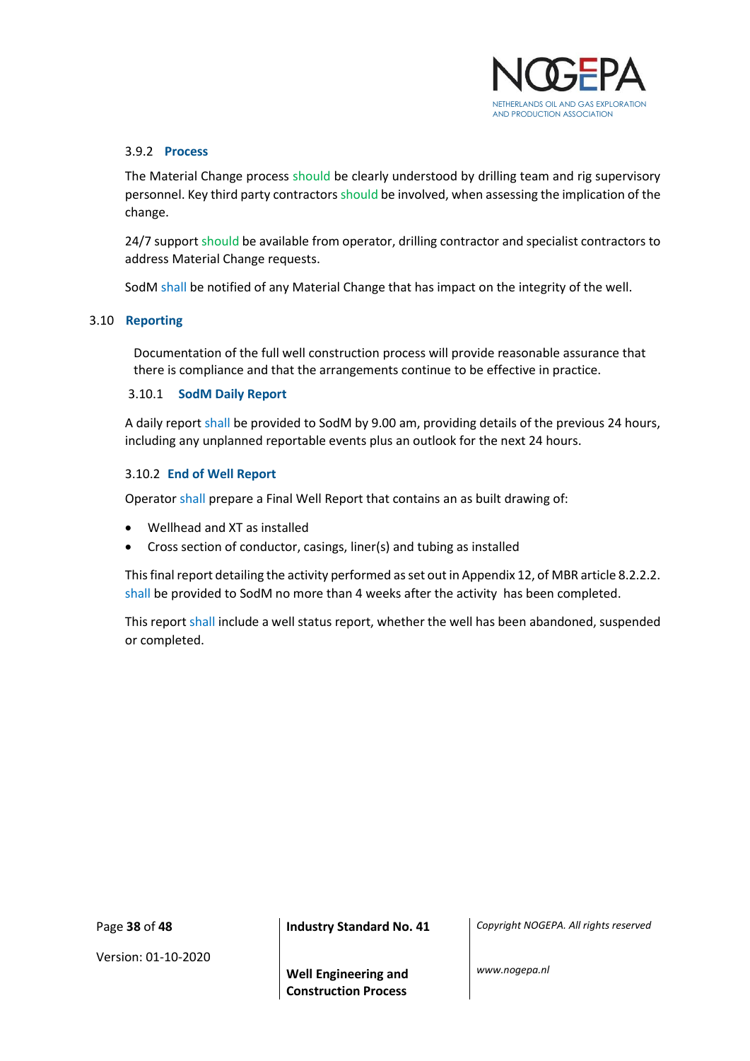#### 3.9.2 Process

The Material Change process should be clearly understood by drilling team and rig supervisory personnel. Key third party contractors should be involved, when assessing the implication of the change.

24/7 support should be available from operator, drilling contractor and specialist contractors to address Material Change requests.

SodM shall be notified of any Material Change that has impact on the integrity of the well.

### 3.10 Reporting

Documentation of the full well construction process will provide reasonable assurance that there is compliance and that the arrangements continue to be effective in practice.

#### 3.10.1 SodM Daily Report

A daily report shall be provided to SodM by 9.00 am, providing details of the previous 24 hours, including any unplanned reportable events plus an outlook for the next 24 hours.

#### 3.10.2 End of Well Report

Operator shall prepare a Final Well Report that contains an as built drawing of:

- Wellhead and XT as installed
- Cross section of conductor, casings, liner(s) and tubing as installed

This final report detailing the activity performed as set out in Appendix 12, of MBR article 8.2.2.2. shall be provided to SodM no more than 4 weeks after the activity has been completed.

This report shall include a well status report, whether the well has been abandoned, suspended or completed.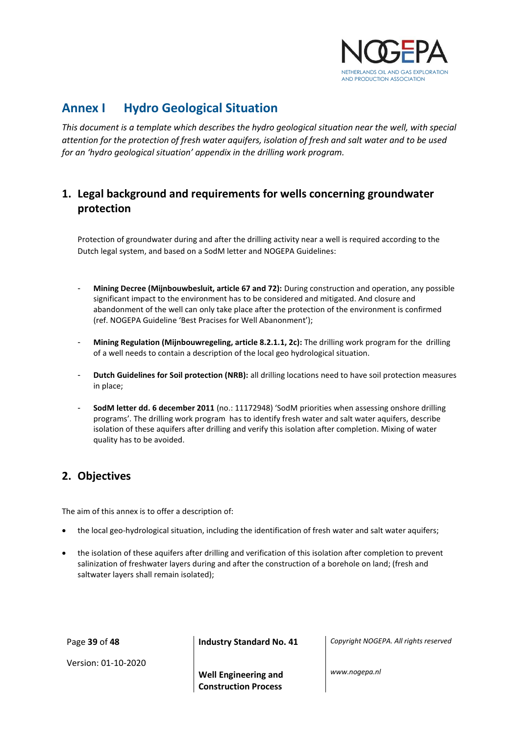# Annex I Hydro Geological Situation

*This document is a template which describes the hydro geological situation near the well, with special attention for the protection of fresh water aquifers, isolation of fresh and salt water and to be used for an 'hydro geological situation' appendix in the drilling work program.*

## 1. Legal background and requirements for wells concerning groundwater protection

Protection of groundwater during and after the drilling activity near a well is required according to the Dutch legal system, and based on a SodM letter and NOGEPA Guidelines:

- **Mining Decree (Mijnbouwbesluit, article 67 and 72):** During construction and operation, any possible significant impact to the environment has to be considered and mitigated. And closure and abandonment of the well can only take place after the protection of the environment is confirmed (ref. NOGEPA Guideline 'Best Pracises for Well Abanonment');
- **Mining Regulation (Mijnbouwregeling, article 8.2.1.1, 2c):** The drilling work program for the drilling of a well needs to contain a description of the local geo hydrological situation.
- **Dutch Guidelines for Soil protection (NRB):** all drilling locations need to have soil protection measures in place;
- **SodM letter dd. 6 december 2011** (no.: 11172948) 'SodM priorities when assessing onshore drilling programs'. The drilling work program has to identify fresh water and salt water aquifers, describe isolation of these aquifers after drilling and verify this isolation after completion. Mixing of water quality has to be avoided.

## 2. Objectives

The aim of this annex is to offer a description of:

- the local geo-hydrological situation, including the identification of fresh water and salt water aquifers;
- the isolation of these aquifers after drilling and verification of this isolation after completion to prevent salinization of freshwater layers during and after the construction of a borehole on land; (fresh and saltwater layers shall remain isolated);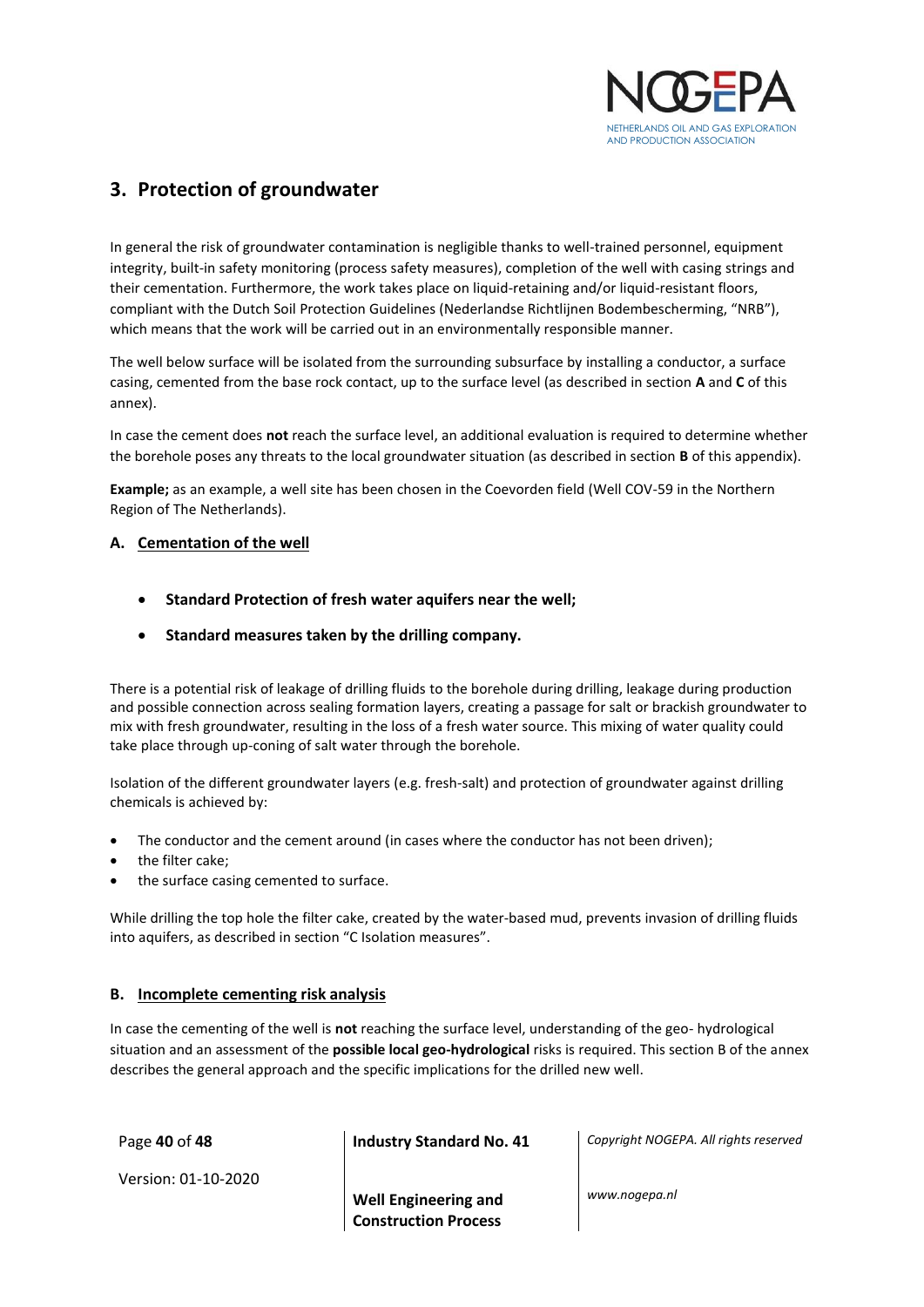## 3. Protection of groundwater

In general the risk of groundwater contamination is negligible thanks to well-trained personnel, equipment integrity, built-in safety monitoring (process safety measures), completion of the well with casing strings and their cementation. Furthermore, the work takes place on liquid-retaining and/or liquid-resistant floors, compliant with the Dutch Soil Protection Guidelines (Nederlandse Richtlijnen Bodembescherming, "NRB"), which means that the work will be carried out in an environmentally responsible manner.

The well below surface will be isolated from the surrounding subsurface by installing a conductor, a surface casing, cemented from the base rock contact, up to the surface level (as described in section **A** and **C** of this annex).

In case the cement does **not** reach the surface level, an additional evaluation is required to determine whether the borehole poses any threats to the local groundwater situation (as described in section **B** of this appendix).

**Example;** as an example, a well site has been chosen in the Coevorden field (Well COV-59 in the Northern Region of The Netherlands).

### A. Cementation of the well

- **Standard Protection of fresh water aquifers near the well;**
- **Standard measures taken by the drilling company.**

There is a potential risk of leakage of drilling fluids to the borehole during drilling, leakage during production and possible connection across sealing formation layers, creating a passage for salt or brackish groundwater to mix with fresh groundwater, resulting in the loss of a fresh water source. This mixing of water quality could take place through up-coning of salt water through the borehole.

Isolation of the different groundwater layers (e.g. fresh-salt) and protection of groundwater against drilling chemicals is achieved by:

- The conductor and the cement around (in cases where the conductor has not been driven);
- the filter cake;
- the surface casing cemented to surface.

While drilling the top hole the filter cake, created by the water-based mud, prevents invasion of drilling fluids into aquifers, as described in section "C Isolation measures".

### B. Incomplete cementing risk analysis

In case the cementing of the well is **not** reaching the surface level, understanding of the geo- hydrological situation and an assessment of the **possible local geo-hydrological** risks is required. This section B of the annex describes the general approach and the specific implications for the drilled new well.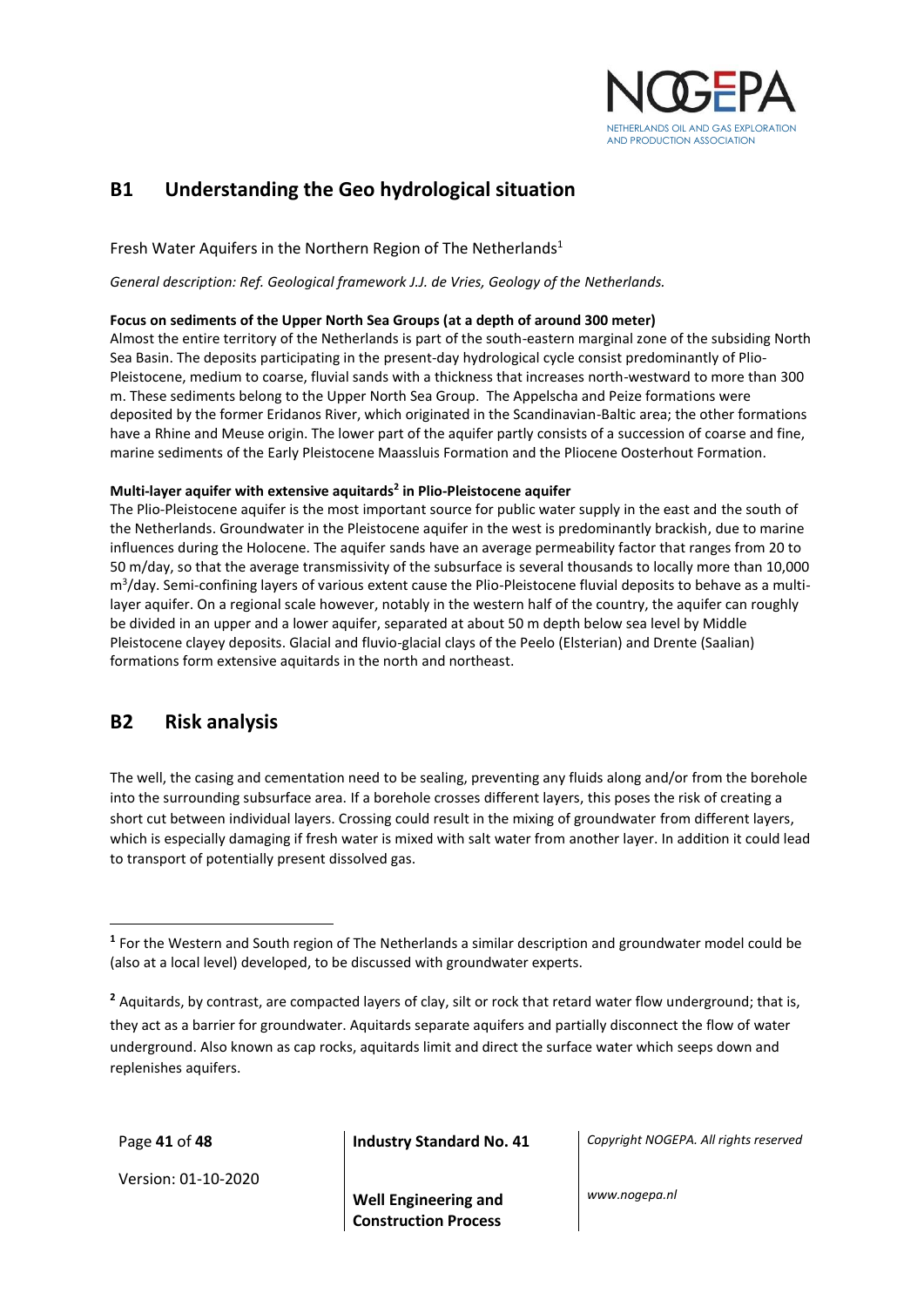## B1 Understanding the Geo hydrological situation

Fresh Water Aquifers in the Northern Region of The Netherlands[1]

*General description: Ref. Geological framework J.J. de Vries, Geology of the Netherlands.*

**Focus on sediments of the Upper North Sea Groups (at a depth of around 300 meter)**

Almost the entire territory of the Netherlands is part of the south-eastern marginal zone of the subsiding North Sea Basin. The deposits participating in the present-day hydrological cycle consist predominantly of Plio-Pleistocene, medium to coarse, fluvial sands with a thickness that increases north-westward to more than 300 m. These sediments belong to the Upper North Sea Group. The Appelscha and Peize formations were deposited by the former Eridanos River, which originated in the Scandinavian-Baltic area; the other formations have a Rhine and Meuse origin. The lower part of the aquifer partly consists of a succession of coarse and fine, marine sediments of the Early Pleistocene Maassluis Formation and the Pliocene Oosterhout Formation.

**Multi-layer aquifer with extensive aquitards[2] in Plio-Pleistocene aquifer**

The Plio-Pleistocene aquifer is the most important source for public water supply in the east and the south of the Netherlands. Groundwater in the Pleistocene aquifer in the west is predominantly brackish, due to marine influences during the Holocene. The aquifer sands have an average permeability factor that ranges from 20 to 50 m/day, so that the average transmissivity of the subsurface is several thousands to locally more than 10,000 $m^3$/day. Semi-confining layers of various extent cause the Plio-Pleistocene fluvial deposits to behave as a multi-layer aquifer. On a regional scale however, notably in the western half of the country, the aquifer can roughly be divided in an upper and a lower aquifer, separated at about 50 m depth below sea level by Middle Pleistocene clayey deposits. Glacial and fluvio-glacial clays of the Peelo (Elsterian) and Drente (Saalian) formations form extensive aquitards in the north and northeast.

## B2 Risk analysis

The well, the casing and cementation need to be sealing, preventing any fluids along and/or from the borehole into the surrounding subsurface area. If a borehole crosses different layers, this poses the risk of creating a short cut between individual layers. Crossing could result in the mixing of groundwater from different layers, which is especially damaging if fresh water is mixed with salt water from another layer. In addition it could lead to transport of potentially present dissolved gas.

---

[1] For the Western and South region of The Netherlands a similar description and groundwater model could be (also at a local level) developed, to be discussed with groundwater experts.

[2] Aquitards, by contrast, are compacted layers of clay, silt or rock that retard water flow underground; that is, they act as a barrier for groundwater. Aquitards separate aquifers and partially disconnect the flow of water underground. Also known as cap rocks, aquitards limit and direct the surface water which seeps down and replenishes aquifers.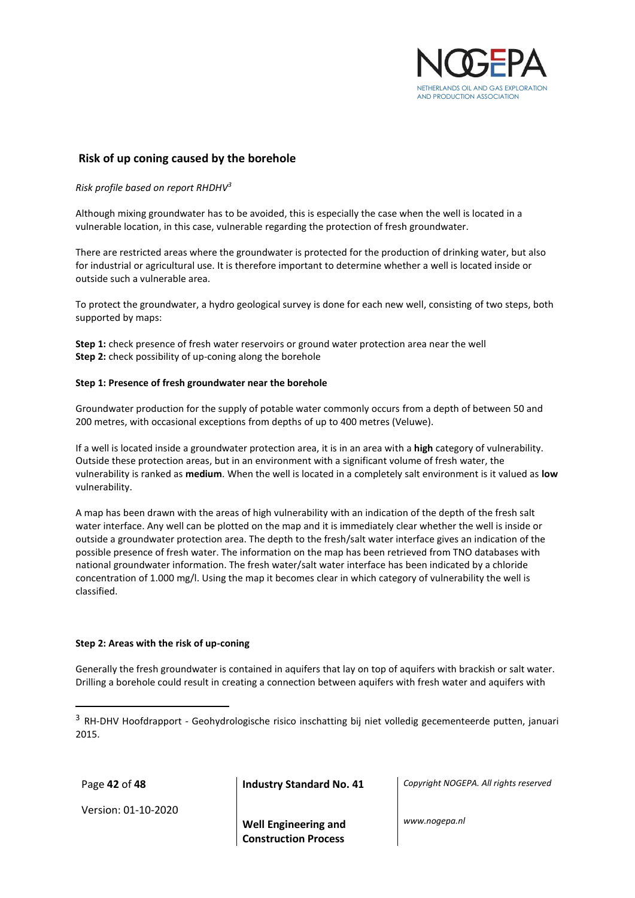## Risk of up coning caused by the borehole

*Risk profile based on report RHDHV*[3]

Although mixing groundwater has to be avoided, this is especially the case when the well is located in a vulnerable location, in this case, vulnerable regarding the protection of fresh groundwater.

There are restricted areas where the groundwater is protected for the production of drinking water, but also for industrial or agricultural use. It is therefore important to determine whether a well is located inside or outside such a vulnerable area.

To protect the groundwater, a hydro geological survey is done for each new well, consisting of two steps, both supported by maps:

**Step 1:** check presence of fresh water reservoirs or ground water protection area near the well
**Step 2:** check possibility of up-coning along the borehole

#### Step 1: Presence of fresh groundwater near the borehole

Groundwater production for the supply of potable water commonly occurs from a depth of between 50 and 200 metres, with occasional exceptions from depths of up to 400 metres (Veluwe).

If a well is located inside a groundwater protection area, it is in an area with a **high** category of vulnerability. Outside these protection areas, but in an environment with a significant volume of fresh water, the vulnerability is ranked as **medium**. When the well is located in a completely salt environment is it valued as **low** vulnerability.

A map has been drawn with the areas of high vulnerability with an indication of the depth of the fresh salt water interface. Any well can be plotted on the map and it is immediately clear whether the well is inside or outside a groundwater protection area. The depth to the fresh/salt water interface gives an indication of the possible presence of fresh water. The information on the map has been retrieved from TNO databases with national groundwater information. The fresh water/salt water interface has been indicated by a chloride concentration of 1.000 mg/l. Using the map it becomes clear in which category of vulnerability the well is classified.

#### Step 2: Areas with the risk of up-coning

Generally the fresh groundwater is contained in aquifers that lay on top of aquifers with brackish or salt water. Drilling a borehole could result in creating a connection between aquifers with fresh water and aquifers with

---

[3] RH-DHV Hoofdrapport - Geohydrologische risico inschatting bij niet volledig gecementeerde putten, januari 2015.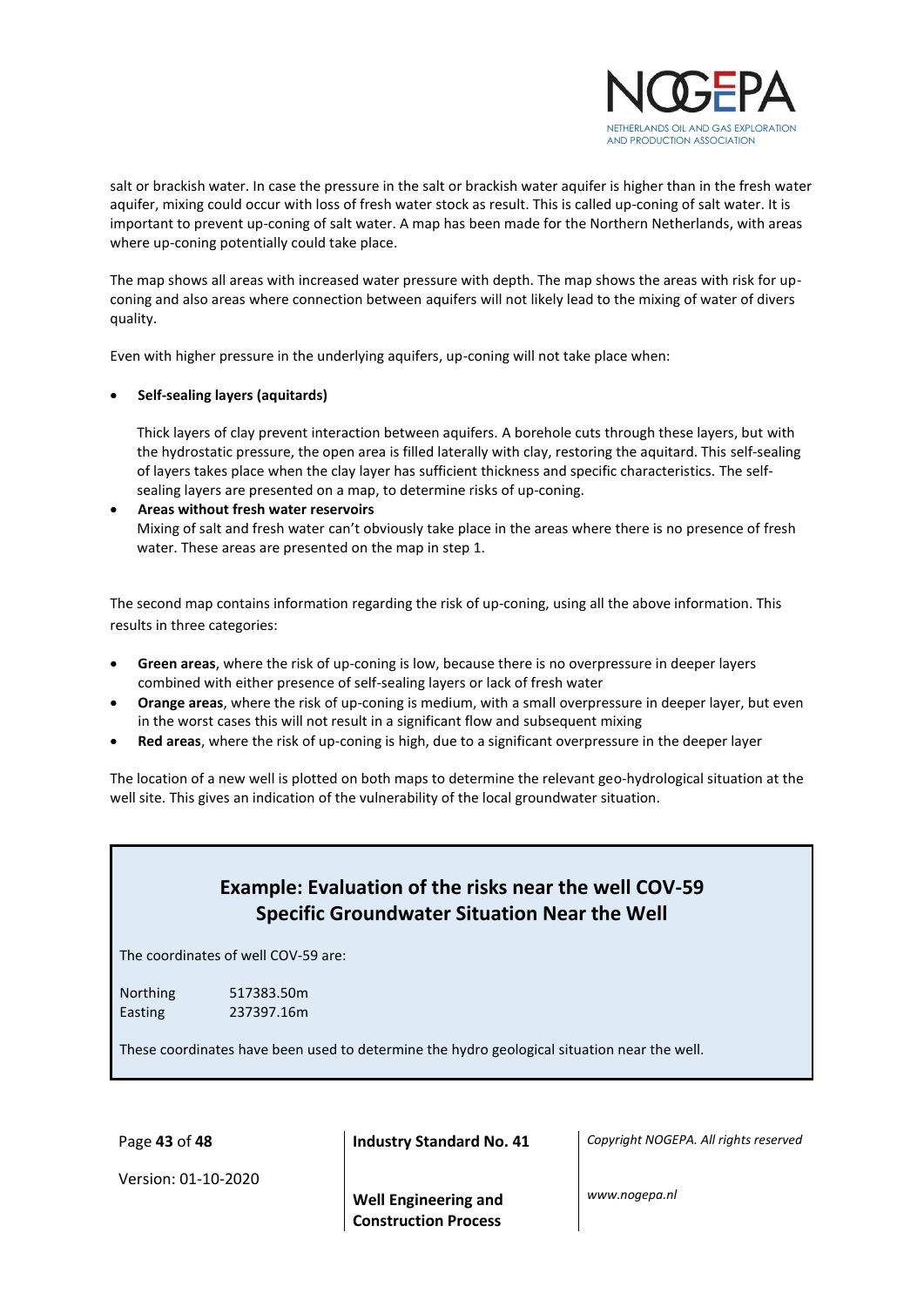salt or brackish water. In case the pressure in the salt or brackish water aquifer is higher than in the fresh water aquifer, mixing could occur with loss of fresh water stock as result. This is called up-coning of salt water. It is important to prevent up-coning of salt water. A map has been made for the Northern Netherlands, with areas where up-coning potentially could take place.

The map shows all areas with increased water pressure with depth. The map shows the areas with risk for up-coning and also areas where connection between aquifers will not likely lead to the mixing of water of divers quality.

Even with higher pressure in the underlying aquifers, up-coning will not take place when:

- **Self-sealing layers (aquitards)**

  Thick layers of clay prevent interaction between aquifers. A borehole cuts through these layers, but with the hydrostatic pressure, the open area is filled laterally with clay, restoring the aquitard. This self-sealing of layers takes place when the clay layer has sufficient thickness and specific characteristics. The self-sealing layers are presented on a map, to determine risks of up-coning.
- **Areas without fresh water reservoirs**
  Mixing of salt and fresh water can't obviously take place in the areas where there is no presence of fresh water. These areas are presented on the map in step 1.

The second map contains information regarding the risk of up-coning, using all the above information. This results in three categories:

- **Green areas**, where the risk of up-coning is low, because there is no overpressure in deeper layers combined with either presence of self-sealing layers or lack of fresh water
- **Orange areas**, where the risk of up-coning is medium, with a small overpressure in deeper layer, but even in the worst cases this will not result in a significant flow and subsequent mixing
- **Red areas**, where the risk of up-coning is high, due to a significant overpressure in the deeper layer

The location of a new well is plotted on both maps to determine the relevant geo-hydrological situation at the well site. This gives an indication of the vulnerability of the local groundwater situation.

## Example: Evaluation of the risks near the well COV-59
## Specific Groundwater Situation Near the Well

The coordinates of well COV-59 are:

| | |
|---|---|
| Northing | 517383.50m |
| Easting | 237397.16m |

These coordinates have been used to determine the hydro geological situation near the well.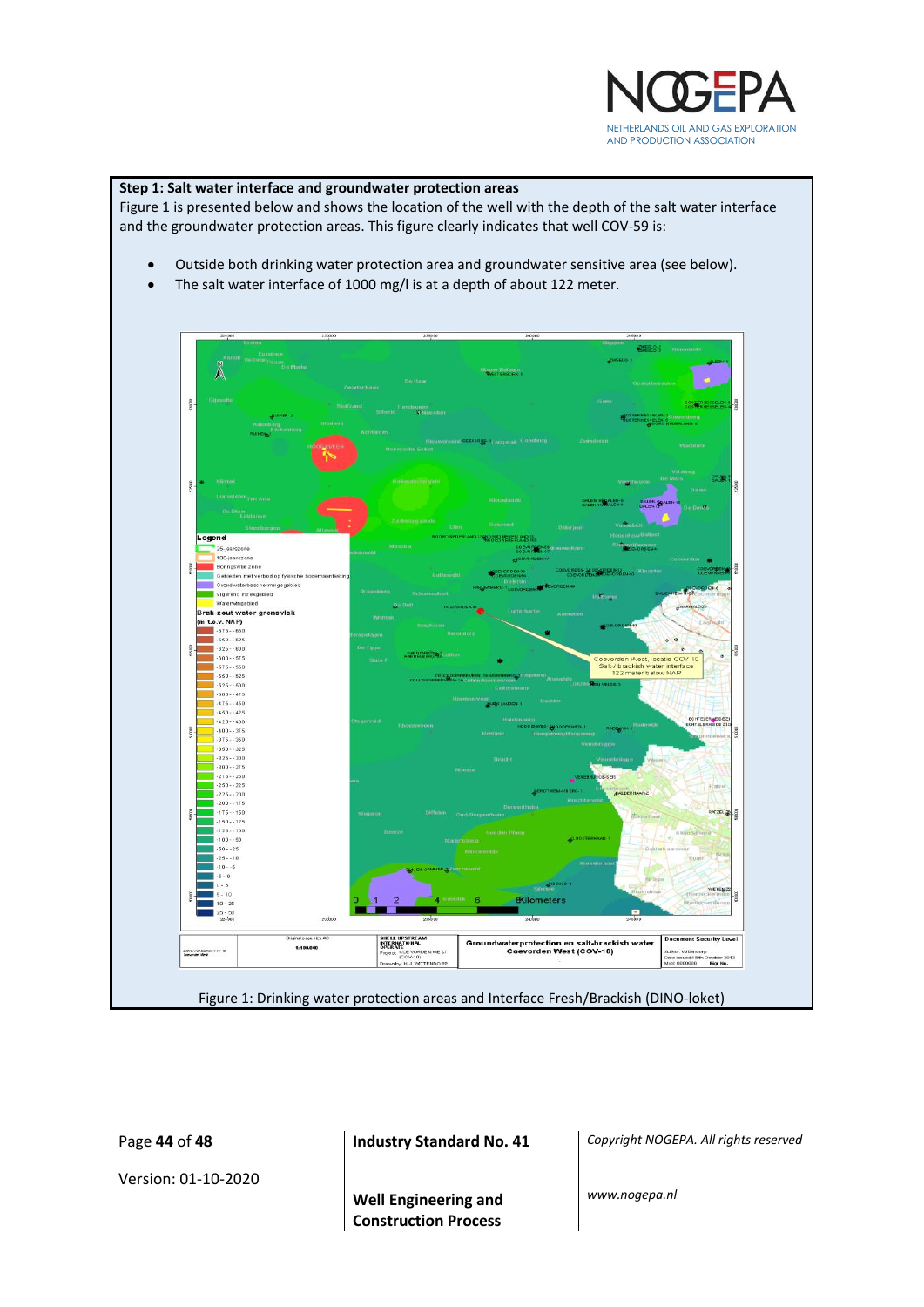**Step 1: Salt water interface and groundwater protection areas**

Figure 1 is presented below and shows the location of the well with the depth of the salt water interface and the groundwater protection areas. This figure clearly indicates that well COV-59 is:

- Outside both drinking water protection area and groundwater sensitive area (see below).
- The salt water interface of 1000 mg/l is at a depth of about 122 meter.

Figure 1: Drinking water protection areas and Interface Fresh/Brackish (DINO-loket)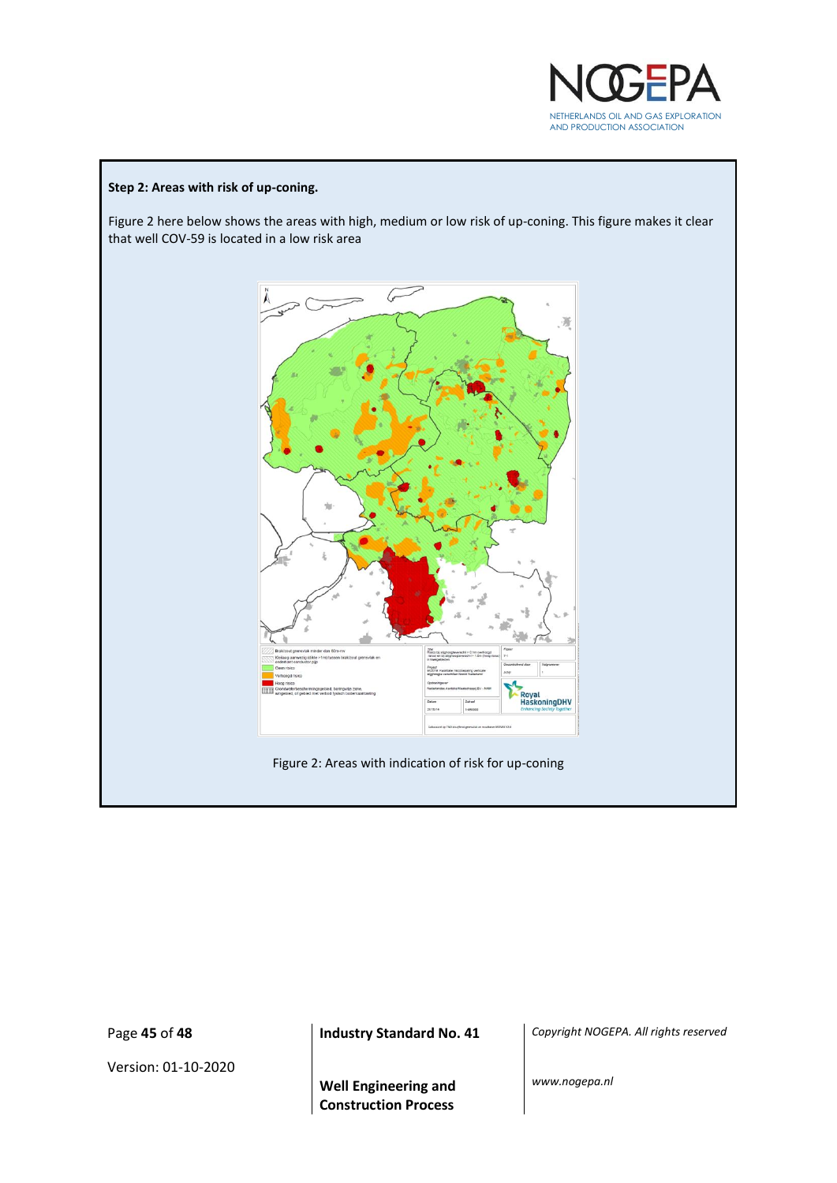**Step 2: Areas with risk of up-coning.**

Figure 2 here below shows the areas with high, medium or low risk of up-coning. This figure makes it clear that well COV-59 is located in a low risk area

Figure 2: Areas with indication of risk for up-coning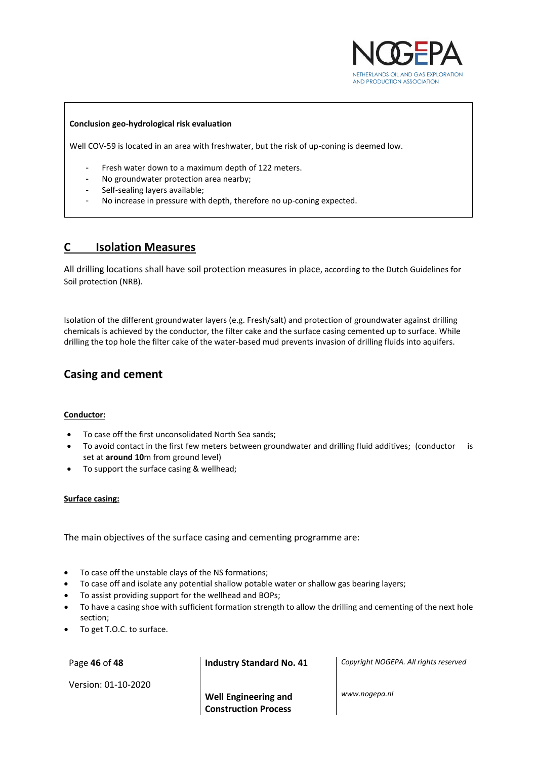**Conclusion geo-hydrological risk evaluation**

Well COV-59 is located in an area with freshwater, but the risk of up-coning is deemed low.

- Fresh water down to a maximum depth of 122 meters.
- No groundwater protection area nearby;
- Self-sealing layers available;
- No increase in pressure with depth, therefore no up-coning expected.

## C Isolation Measures

All drilling locations shall have soil protection measures in place, according to the Dutch Guidelines for Soil protection (NRB).

Isolation of the different groundwater layers (e.g. Fresh/salt) and protection of groundwater against drilling chemicals is achieved by the conductor, the filter cake and the surface casing cemented up to surface. While drilling the top hole the filter cake of the water-based mud prevents invasion of drilling fluids into aquifers.

## Casing and cement

**Conductor:**

- To case off the first unconsolidated North Sea sands;
- To avoid contact in the first few meters between groundwater and drilling fluid additives; (conductor is set at **around 10**m from ground level)
- To support the surface casing & wellhead;

**Surface casing:**

The main objectives of the surface casing and cementing programme are:

- To case off the unstable clays of the NS formations;
- To case off and isolate any potential shallow potable water or shallow gas bearing layers;
- To assist providing support for the wellhead and BOPs;
- To have a casing shoe with sufficient formation strength to allow the drilling and cementing of the next hole section;
- To get T.O.C. to surface.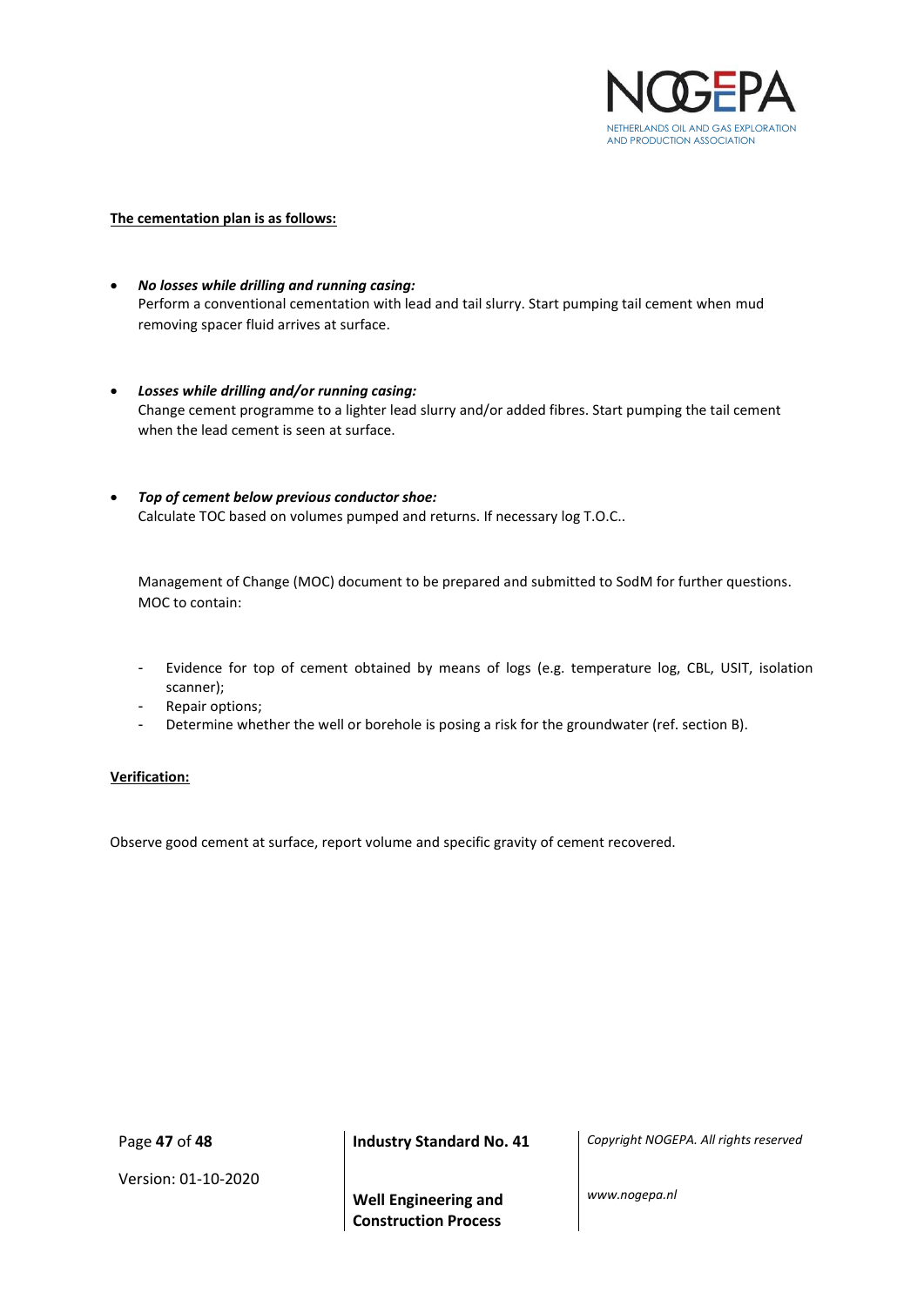**The cementation plan is as follows:**

- ***No losses while drilling and running casing:***
  Perform a conventional cementation with lead and tail slurry. Start pumping tail cement when mud removing spacer fluid arrives at surface.

- ***Losses while drilling and/or running casing:***
  Change cement programme to a lighter lead slurry and/or added fibres. Start pumping the tail cement when the lead cement is seen at surface.

- ***Top of cement below previous conductor shoe:***
  Calculate TOC based on volumes pumped and returns. If necessary log T.O.C..

  Management of Change (MOC) document to be prepared and submitted to SodM for further questions. MOC to contain:

  - Evidence for top of cement obtained by means of logs (e.g. temperature log, CBL, USIT, isolation scanner);
  - Repair options;
  - Determine whether the well or borehole is posing a risk for the groundwater (ref. section B).

**Verification:**

Observe good cement at surface, report volume and specific gravity of cement recovered.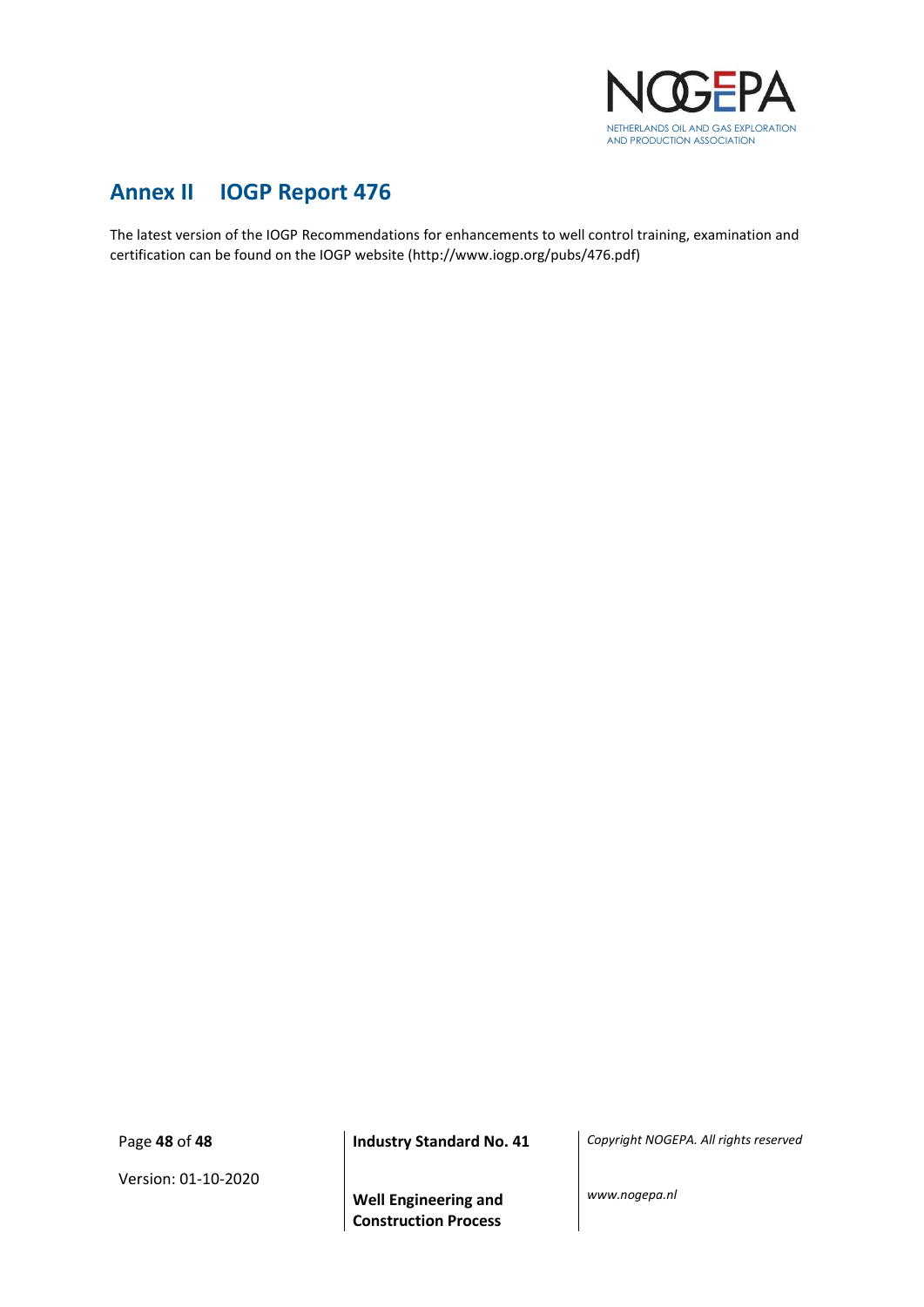# Annex II IOGP Report 476

The latest version of the IOGP Recommendations for enhancements to well control training, examination and certification can be found on the IOGP website (http://www.iogp.org/pubs/476.pdf)